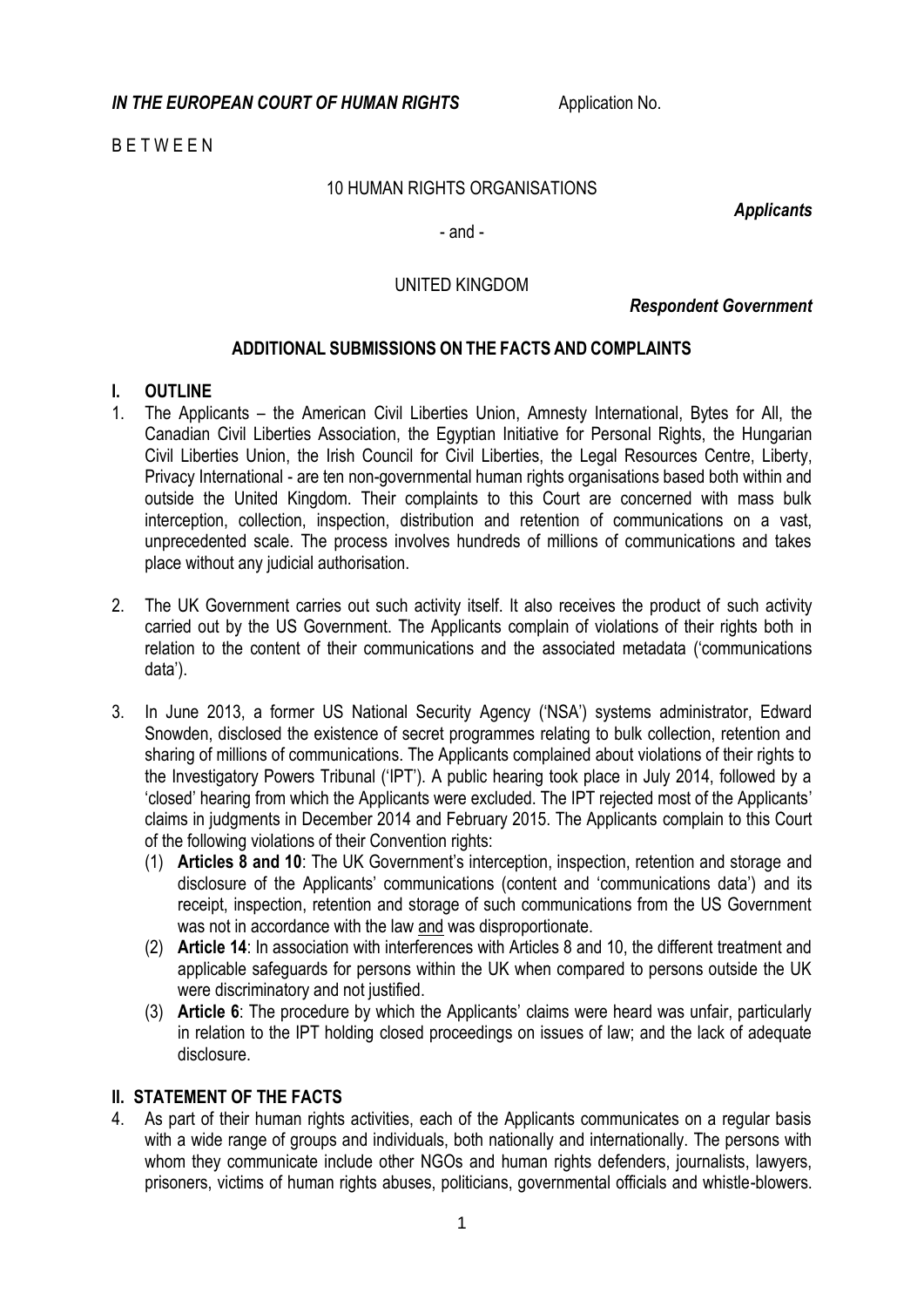***IN THE EUROPEAN COURT OF HUMAN RIGHTS*** Application No.

B E T W E E N

10 HUMAN RIGHTS ORGANISATIONS

***Applicants***

\- and -

UNITED KINGDOM

***Respondent Government***

**ADDITIONAL SUBMISSIONS ON THE FACTS AND COMPLAINTS**

## I. OUTLINE

1. The Applicants – the American Civil Liberties Union, Amnesty International, Bytes for All, the Canadian Civil Liberties Association, the Egyptian Initiative for Personal Rights, the Hungarian Civil Liberties Union, the Irish Council for Civil Liberties, the Legal Resources Centre, Liberty, Privacy International - are ten non-governmental human rights organisations based both within and outside the United Kingdom. Their complaints to this Court are concerned with mass bulk interception, collection, inspection, distribution and retention of communications on a vast, unprecedented scale. The process involves hundreds of millions of communications and takes place without any judicial authorisation.

2. The UK Government carries out such activity itself. It also receives the product of such activity carried out by the US Government. The Applicants complain of violations of their rights both in relation to the content of their communications and the associated metadata ('communications data').

3. In June 2013, a former US National Security Agency ('NSA') systems administrator, Edward Snowden, disclosed the existence of secret programmes relating to bulk collection, retention and sharing of millions of communications. The Applicants complained about violations of their rights to the Investigatory Powers Tribunal ('IPT'). A public hearing took place in July 2014, followed by a 'closed' hearing from which the Applicants were excluded. The IPT rejected most of the Applicants' claims in judgments in December 2014 and February 2015. The Applicants complain to this Court of the following violations of their Convention rights:
   (1) **Articles 8 and 10**: The UK Government's interception, inspection, retention and storage and disclosure of the Applicants' communications (content and 'communications data') and its receipt, inspection, retention and storage of such communications from the US Government was not in accordance with the law <u>and</u> was disproportionate.
   (2) **Article 14**: In association with interferences with Articles 8 and 10, the different treatment and applicable safeguards for persons within the UK when compared to persons outside the UK were discriminatory and not justified.
   (3) **Article 6**: The procedure by which the Applicants' claims were heard was unfair, particularly in relation to the IPT holding closed proceedings on issues of law; and the lack of adequate disclosure.

## II. STATEMENT OF THE FACTS

4. As part of their human rights activities, each of the Applicants communicates on a regular basis with a wide range of groups and individuals, both nationally and internationally. The persons with whom they communicate include other NGOs and human rights defenders, journalists, lawyers, prisoners, victims of human rights abuses, politicians, governmental officials and whistle-blowers.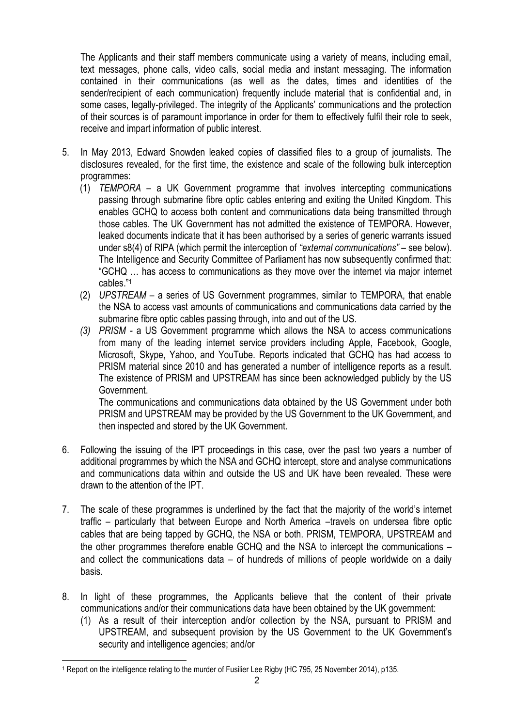The Applicants and their staff members communicate using a variety of means, including email, text messages, phone calls, video calls, social media and instant messaging. The information contained in their communications (as well as the dates, times and identities of the sender/recipient of each communication) frequently include material that is confidential and, in some cases, legally-privileged. The integrity of the Applicants' communications and the protection of their sources is of paramount importance in order for them to effectively fulfil their role to seek, receive and impart information of public interest.

5. In May 2013, Edward Snowden leaked copies of classified files to a group of journalists. The disclosures revealed, for the first time, the existence and scale of the following bulk interception programmes:
   (1) *TEMPORA* – a UK Government programme that involves intercepting communications passing through submarine fibre optic cables entering and exiting the United Kingdom. This enables GCHQ to access both content and communications data being transmitted through those cables. The UK Government has not admitted the existence of TEMPORA. However, leaked documents indicate that it has been authorised by a series of generic warrants issued under s8(4) of RIPA (which permit the interception of *"external communications"* – see below). The Intelligence and Security Committee of Parliament has now subsequently confirmed that: "GCHQ … has access to communications as they move over the internet via major internet cables."[1]
   (2) *UPSTREAM* – a series of US Government programmes, similar to TEMPORA, that enable the NSA to access vast amounts of communications and communications data carried by the submarine fibre optic cables passing through, into and out of the US.
   *(3) PRISM* - a US Government programme which allows the NSA to access communications from many of the leading internet service providers including Apple, Facebook, Google, Microsoft, Skype, Yahoo, and YouTube. Reports indicated that GCHQ has had access to PRISM material since 2010 and has generated a number of intelligence reports as a result. The existence of PRISM and UPSTREAM has since been acknowledged publicly by the US Government.

   The communications and communications data obtained by the US Government under both PRISM and UPSTREAM may be provided by the US Government to the UK Government, and then inspected and stored by the UK Government.

6. Following the issuing of the IPT proceedings in this case, over the past two years a number of additional programmes by which the NSA and GCHQ intercept, store and analyse communications and communications data within and outside the US and UK have been revealed. These were drawn to the attention of the IPT.

7. The scale of these programmes is underlined by the fact that the majority of the world's internet traffic – particularly that between Europe and North America –travels on undersea fibre optic cables that are being tapped by GCHQ, the NSA or both. PRISM, TEMPORA, UPSTREAM and the other programmes therefore enable GCHQ and the NSA to intercept the communications – and collect the communications data – of hundreds of millions of people worldwide on a daily basis.

8. In light of these programmes, the Applicants believe that the content of their private communications and/or their communications data have been obtained by the UK government:
   (1) As a result of their interception and/or collection by the NSA, pursuant to PRISM and UPSTREAM, and subsequent provision by the US Government to the UK Government's security and intelligence agencies; and/or

[1] Report on the intelligence relating to the murder of Fusilier Lee Rigby (HC 795, 25 November 2014), p135.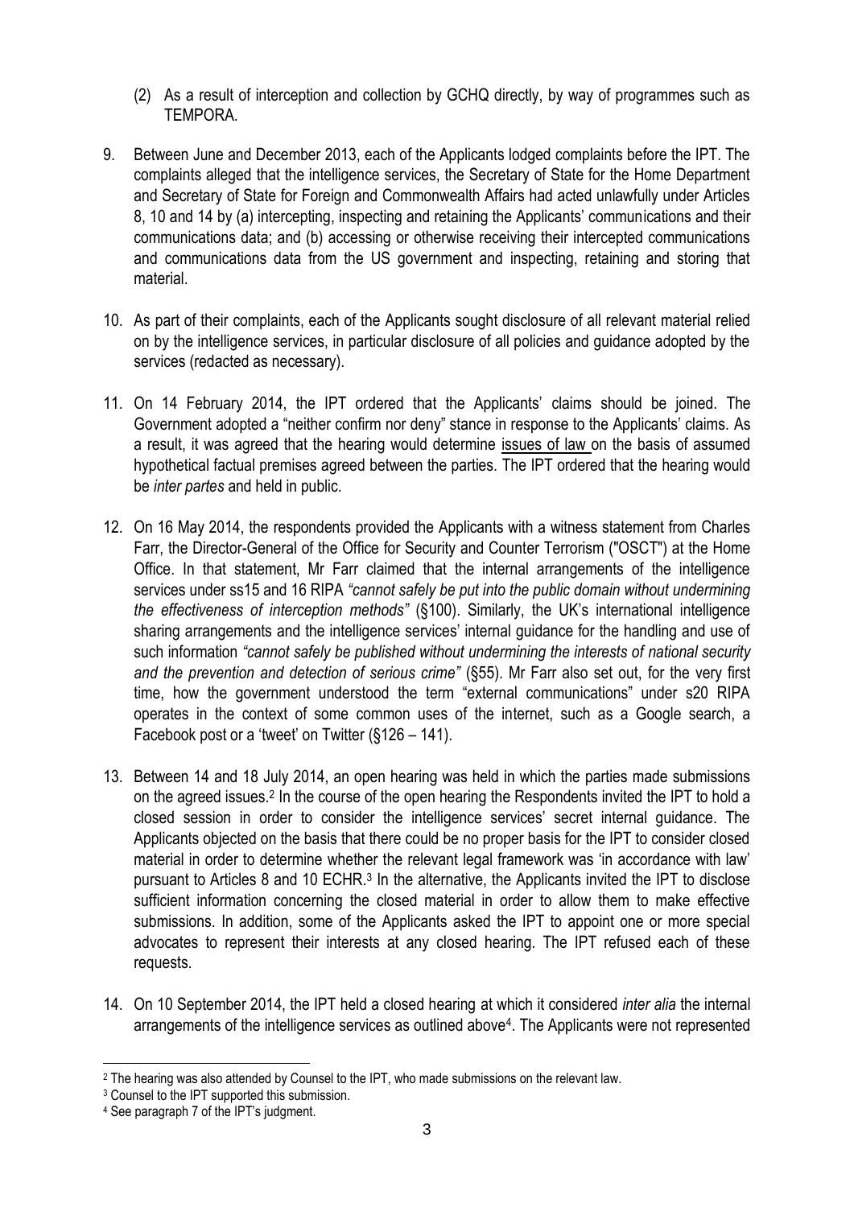(2) As a result of interception and collection by GCHQ directly, by way of programmes such as TEMPORA.

9. Between June and December 2013, each of the Applicants lodged complaints before the IPT. The complaints alleged that the intelligence services, the Secretary of State for the Home Department and Secretary of State for Foreign and Commonwealth Affairs had acted unlawfully under Articles 8, 10 and 14 by (a) intercepting, inspecting and retaining the Applicants' communications and their communications data; and (b) accessing or otherwise receiving their intercepted communications and communications data from the US government and inspecting, retaining and storing that material.

10. As part of their complaints, each of the Applicants sought disclosure of all relevant material relied on by the intelligence services, in particular disclosure of all policies and guidance adopted by the services (redacted as necessary).

11. On 14 February 2014, the IPT ordered that the Applicants' claims should be joined. The Government adopted a "neither confirm nor deny" stance in response to the Applicants' claims. As a result, it was agreed that the hearing would determine issues of law on the basis of assumed hypothetical factual premises agreed between the parties. The IPT ordered that the hearing would be *inter partes* and held in public.

12. On 16 May 2014, the respondents provided the Applicants with a witness statement from Charles Farr, the Director-General of the Office for Security and Counter Terrorism ("OSCT") at the Home Office. In that statement, Mr Farr claimed that the internal arrangements of the intelligence services under ss15 and 16 RIPA *"cannot safely be put into the public domain without undermining the effectiveness of interception methods"* (§100). Similarly, the UK's international intelligence sharing arrangements and the intelligence services' internal guidance for the handling and use of such information *"cannot safely be published without undermining the interests of national security and the prevention and detection of serious crime"* (§55). Mr Farr also set out, for the very first time, how the government understood the term "external communications" under s20 RIPA operates in the context of some common uses of the internet, such as a Google search, a Facebook post or a 'tweet' on Twitter (§126 – 141).

13. Between 14 and 18 July 2014, an open hearing was held in which the parties made submissions on the agreed issues.[2] In the course of the open hearing the Respondents invited the IPT to hold a closed session in order to consider the intelligence services' secret internal guidance. The Applicants objected on the basis that there could be no proper basis for the IPT to consider closed material in order to determine whether the relevant legal framework was 'in accordance with law' pursuant to Articles 8 and 10 ECHR.[3] In the alternative, the Applicants invited the IPT to disclose sufficient information concerning the closed material in order to allow them to make effective submissions. In addition, some of the Applicants asked the IPT to appoint one or more special advocates to represent their interests at any closed hearing. The IPT refused each of these requests.

14. On 10 September 2014, the IPT held a closed hearing at which it considered *inter alia* the internal arrangements of the intelligence services as outlined above[4]. The Applicants were not represented

---

[2] The hearing was also attended by Counsel to the IPT, who made submissions on the relevant law.

[3] Counsel to the IPT supported this submission.

[4] See paragraph 7 of the IPT's judgment.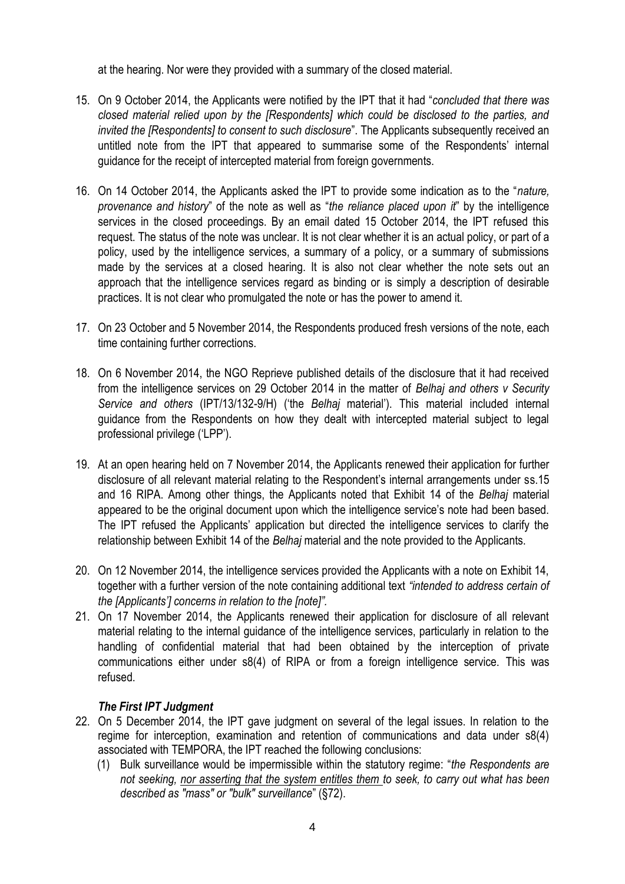at the hearing. Nor were they provided with a summary of the closed material.

15. On 9 October 2014, the Applicants were notified by the IPT that it had "*concluded that there was closed material relied upon by the [Respondents] which could be disclosed to the parties, and invited the [Respondents] to consent to such disclosure*". The Applicants subsequently received an untitled note from the IPT that appeared to summarise some of the Respondents' internal guidance for the receipt of intercepted material from foreign governments.

16. On 14 October 2014, the Applicants asked the IPT to provide some indication as to the "*nature, provenance and history*" of the note as well as "*the reliance placed upon it*" by the intelligence services in the closed proceedings. By an email dated 15 October 2014, the IPT refused this request. The status of the note was unclear. It is not clear whether it is an actual policy, or part of a policy, used by the intelligence services, a summary of a policy, or a summary of submissions made by the services at a closed hearing. It is also not clear whether the note sets out an approach that the intelligence services regard as binding or is simply a description of desirable practices. It is not clear who promulgated the note or has the power to amend it.

17. On 23 October and 5 November 2014, the Respondents produced fresh versions of the note, each time containing further corrections.

18. On 6 November 2014, the NGO Reprieve published details of the disclosure that it had received from the intelligence services on 29 October 2014 in the matter of *Belhaj and others v Security Service and others* (IPT/13/132-9/H) ('the *Belhaj* material'). This material included internal guidance from the Respondents on how they dealt with intercepted material subject to legal professional privilege ('LPP').

19. At an open hearing held on 7 November 2014, the Applicants renewed their application for further disclosure of all relevant material relating to the Respondent's internal arrangements under ss.15 and 16 RIPA. Among other things, the Applicants noted that Exhibit 14 of the *Belhaj* material appeared to be the original document upon which the intelligence service's note had been based. The IPT refused the Applicants' application but directed the intelligence services to clarify the relationship between Exhibit 14 of the *Belhaj* material and the note provided to the Applicants.

20. On 12 November 2014, the intelligence services provided the Applicants with a note on Exhibit 14, together with a further version of the note containing additional text *"intended to address certain of the [Applicants'] concerns in relation to the [note]".*

21. On 17 November 2014, the Applicants renewed their application for disclosure of all relevant material relating to the internal guidance of the intelligence services, particularly in relation to the handling of confidential material that had been obtained by the interception of private communications either under s8(4) of RIPA or from a foreign intelligence service. This was refused.

### *The First IPT Judgment*

22. On 5 December 2014, the IPT gave judgment on several of the legal issues. In relation to the regime for interception, examination and retention of communications and data under s8(4) associated with TEMPORA, the IPT reached the following conclusions:
    (1) Bulk surveillance would be impermissible within the statutory regime: "*the Respondents are not seeking, <u>nor asserting that the system entitles them</u> to seek, to carry out what has been described as "mass" or "bulk" surveillance*" (§72).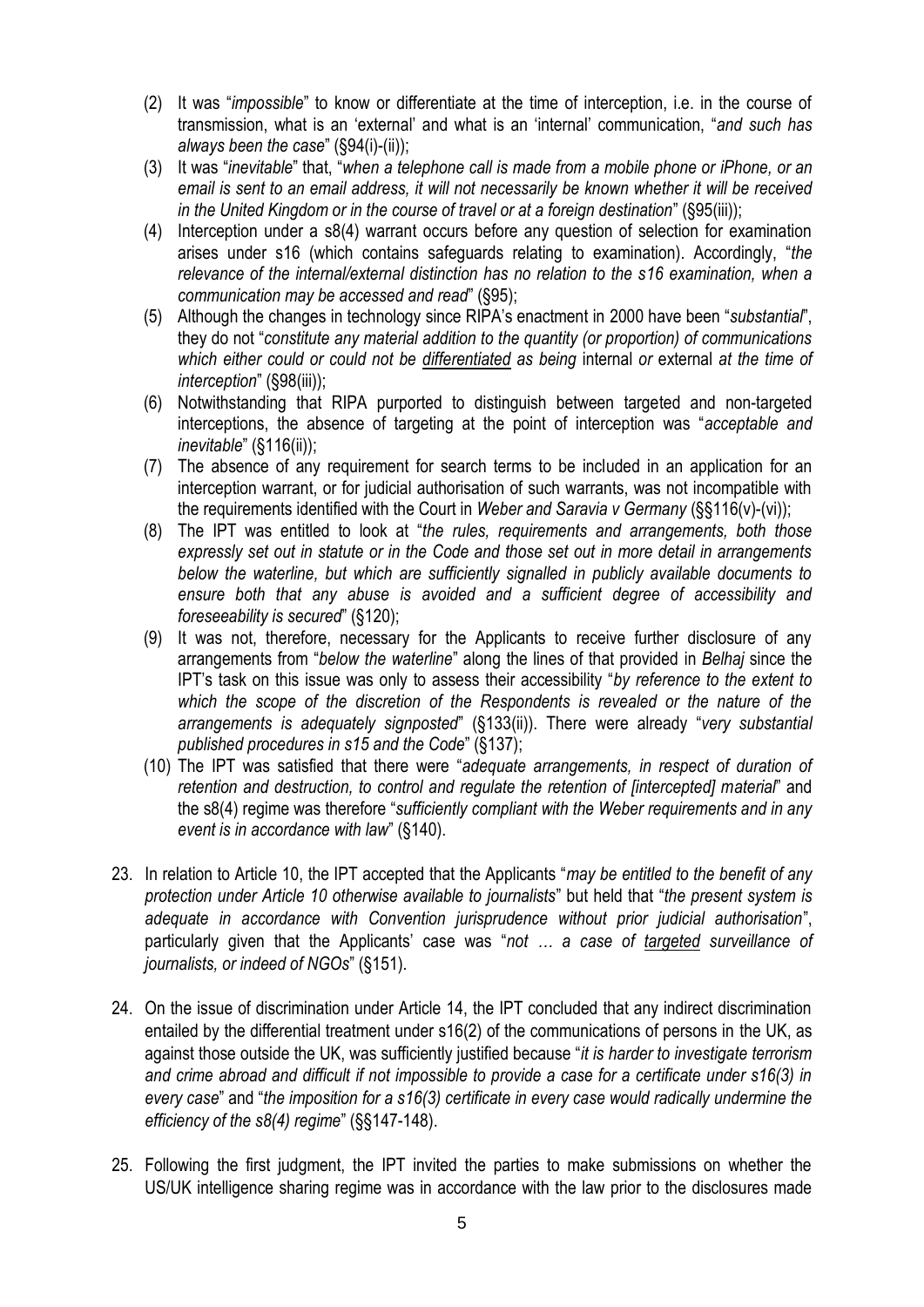(2) It was "*impossible*" to know or differentiate at the time of interception, i.e. in the course of transmission, what is an 'external' and what is an 'internal' communication, "*and such has always been the case*" (§94(i)-(ii));

(3) It was "*inevitable*" that, "*when a telephone call is made from a mobile phone or iPhone, or an email is sent to an email address, it will not necessarily be known whether it will be received in the United Kingdom or in the course of travel or at a foreign destination*" (§95(iii));

(4) Interception under a s8(4) warrant occurs before any question of selection for examination arises under s16 (which contains safeguards relating to examination). Accordingly, "*the relevance of the internal/external distinction has no relation to the s16 examination, when a communication may be accessed and read*" (§95);

(5) Although the changes in technology since RIPA's enactment in 2000 have been "*substantial*", they do not "*constitute any material addition to the quantity (or proportion) of communications which either could or could not be <u>differentiated</u> as being* internal *or* external *at the time of interception*" (§98(iii));

(6) Notwithstanding that RIPA purported to distinguish between targeted and non-targeted interceptions, the absence of targeting at the point of interception was "*acceptable and inevitable*" (§116(ii));

(7) The absence of any requirement for search terms to be included in an application for an interception warrant, or for judicial authorisation of such warrants, was not incompatible with the requirements identified with the Court in *Weber and Saravia v Germany* (§§116(v)-(vi));

(8) The IPT was entitled to look at "*the rules, requirements and arrangements, both those expressly set out in statute or in the Code and those set out in more detail in arrangements below the waterline, but which are sufficiently signalled in publicly available documents to ensure both that any abuse is avoided and a sufficient degree of accessibility and foreseeability is secured*" (§120);

(9) It was not, therefore, necessary for the Applicants to receive further disclosure of any arrangements from "*below the waterline*" along the lines of that provided in *Belhaj* since the IPT's task on this issue was only to assess their accessibility "*by reference to the extent to which the scope of the discretion of the Respondents is revealed or the nature of the arrangements is adequately signposted*" (§133(ii)). There were already "*very substantial published procedures in s15 and the Code*" (§137);

(10) The IPT was satisfied that there were "*adequate arrangements, in respect of duration of retention and destruction, to control and regulate the retention of [intercepted] material*" and the s8(4) regime was therefore "*sufficiently compliant with the Weber requirements and in any event is in accordance with law*" (§140).

23. In relation to Article 10, the IPT accepted that the Applicants "*may be entitled to the benefit of any protection under Article 10 otherwise available to journalists*" but held that "*the present system is adequate in accordance with Convention jurisprudence without prior judicial authorisation*", particularly given that the Applicants' case was "*not … a case of <u>targeted</u> surveillance of journalists, or indeed of NGOs*" (§151).

24. On the issue of discrimination under Article 14, the IPT concluded that any indirect discrimination entailed by the differential treatment under s16(2) of the communications of persons in the UK, as against those outside the UK, was sufficiently justified because "*it is harder to investigate terrorism and crime abroad and difficult if not impossible to provide a case for a certificate under s16(3) in every case*" and "*the imposition for a s16(3) certificate in every case would radically undermine the efficiency of the s8(4) regime*" (§§147-148).

25. Following the first judgment, the IPT invited the parties to make submissions on whether the US/UK intelligence sharing regime was in accordance with the law prior to the disclosures made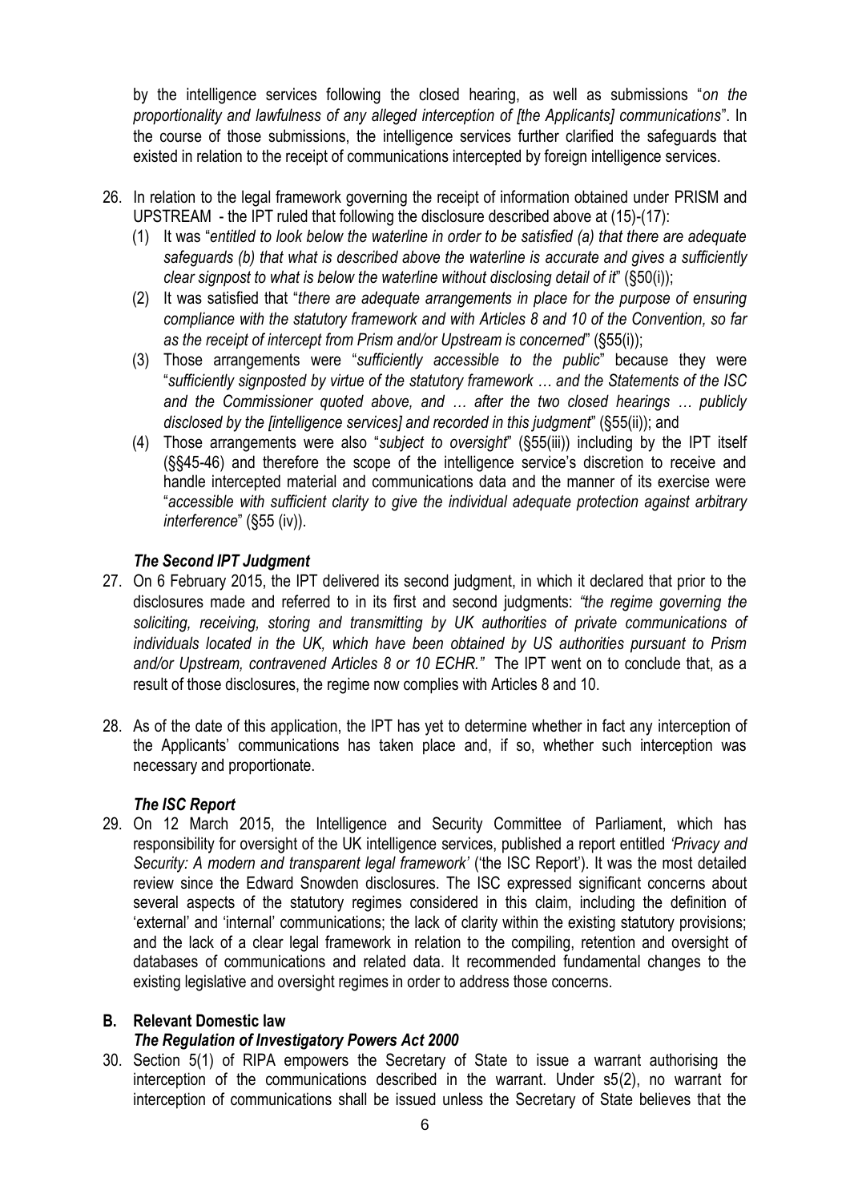by the intelligence services following the closed hearing, as well as submissions "*on the proportionality and lawfulness of any alleged interception of [the Applicants] communications*". In the course of those submissions, the intelligence services further clarified the safeguards that existed in relation to the receipt of communications intercepted by foreign intelligence services.

26. In relation to the legal framework governing the receipt of information obtained under PRISM and UPSTREAM - the IPT ruled that following the disclosure described above at (15)-(17):
    (1) It was "*entitled to look below the waterline in order to be satisfied (a) that there are adequate safeguards (b) that what is described above the waterline is accurate and gives a sufficiently clear signpost to what is below the waterline without disclosing detail of it*" (§50(i));
    (2) It was satisfied that "*there are adequate arrangements in place for the purpose of ensuring compliance with the statutory framework and with Articles 8 and 10 of the Convention, so far as the receipt of intercept from Prism and/or Upstream is concerned*" (§55(i));
    (3) Those arrangements were "*sufficiently accessible to the public*" because they were "*sufficiently signposted by virtue of the statutory framework … and the Statements of the ISC and the Commissioner quoted above, and … after the two closed hearings … publicly disclosed by the [intelligence services] and recorded in this judgment*" (§55(ii)); and
    (4) Those arrangements were also "*subject to oversight*" (§55(iii)) including by the IPT itself (§§45-46) and therefore the scope of the intelligence service's discretion to receive and handle intercepted material and communications data and the manner of its exercise were "*accessible with sufficient clarity to give the individual adequate protection against arbitrary interference*" (§55 (iv)).

### *The Second IPT Judgment*

27. On 6 February 2015, the IPT delivered its second judgment, in which it declared that prior to the disclosures made and referred to in its first and second judgments: *"the regime governing the soliciting, receiving, storing and transmitting by UK authorities of private communications of individuals located in the UK, which have been obtained by US authorities pursuant to Prism and/or Upstream, contravened Articles 8 or 10 ECHR."* The IPT went on to conclude that, as a result of those disclosures, the regime now complies with Articles 8 and 10.

28. As of the date of this application, the IPT has yet to determine whether in fact any interception of the Applicants' communications has taken place and, if so, whether such interception was necessary and proportionate.

### *The ISC Report*

29. On 12 March 2015, the Intelligence and Security Committee of Parliament, which has responsibility for oversight of the UK intelligence services, published a report entitled *'Privacy and Security: A modern and transparent legal framework'* ('the ISC Report'). It was the most detailed review since the Edward Snowden disclosures. The ISC expressed significant concerns about several aspects of the statutory regimes considered in this claim, including the definition of 'external' and 'internal' communications; the lack of clarity within the existing statutory provisions; and the lack of a clear legal framework in relation to the compiling, retention and oversight of databases of communications and related data. It recommended fundamental changes to the existing legislative and oversight regimes in order to address those concerns.

## B. Relevant Domestic law

### *The Regulation of Investigatory Powers Act 2000*

30. Section 5(1) of RIPA empowers the Secretary of State to issue a warrant authorising the interception of the communications described in the warrant. Under s5(2), no warrant for interception of communications shall be issued unless the Secretary of State believes that the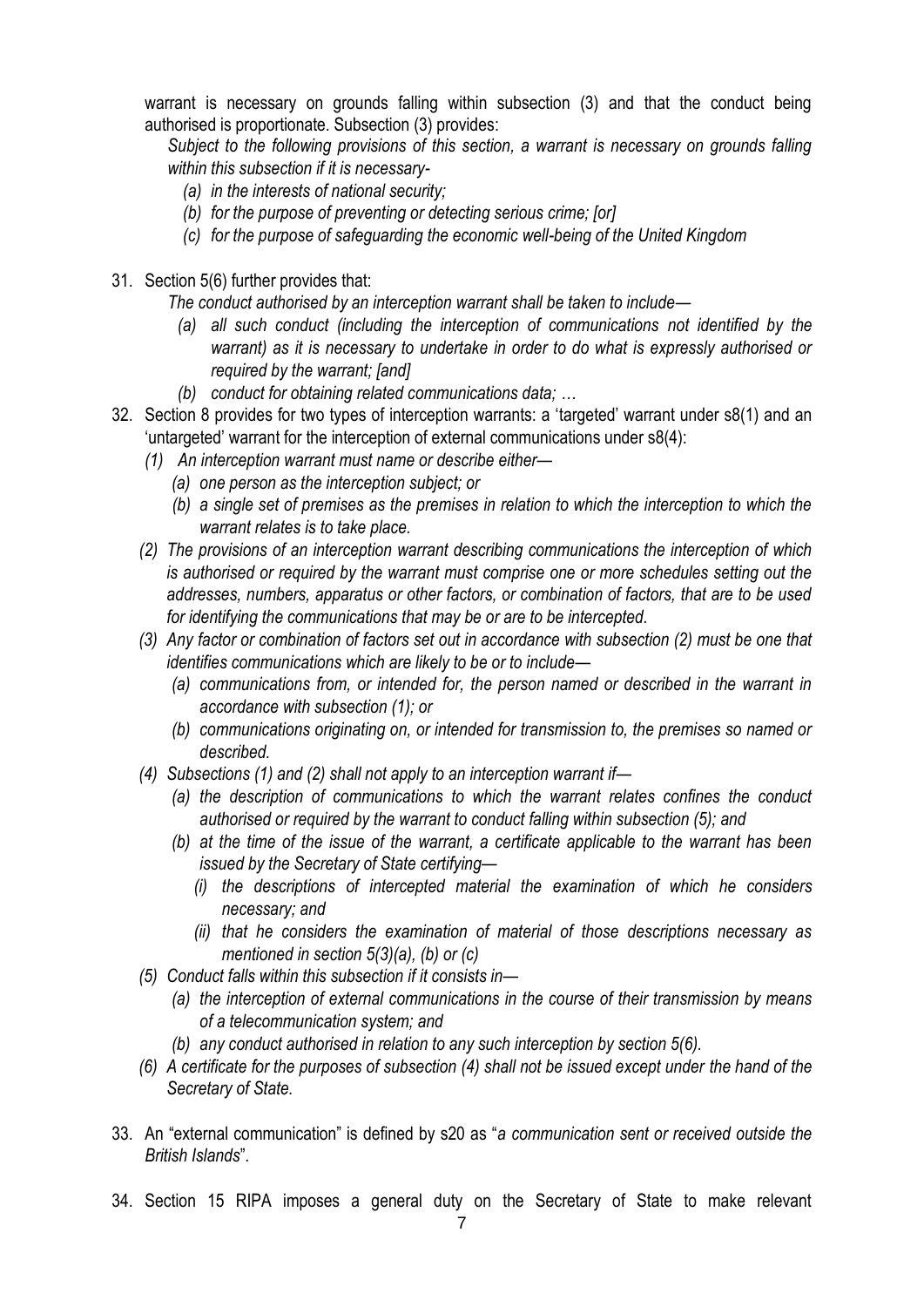warrant is necessary on grounds falling within subsection (3) and that the conduct being authorised is proportionate. Subsection (3) provides:

*Subject to the following provisions of this section, a warrant is necessary on grounds falling within this subsection if it is necessary-*

- *(a) in the interests of national security;*
- *(b) for the purpose of preventing or detecting serious crime; [or]*
- *(c) for the purpose of safeguarding the economic well-being of the United Kingdom*

31. Section 5(6) further provides that:

    *The conduct authorised by an interception warrant shall be taken to include—*

    - *(a) all such conduct (including the interception of communications not identified by the warrant) as it is necessary to undertake in order to do what is expressly authorised or required by the warrant; [and]*
    - *(b) conduct for obtaining related communications data; …*

32. Section 8 provides for two types of interception warrants: a 'targeted' warrant under s8(1) and an 'untargeted' warrant for the interception of external communications under s8(4):

    *(1) An interception warrant must name or describe either—*

    - *(a) one person as the interception subject; or*
    - *(b) a single set of premises as the premises in relation to which the interception to which the warrant relates is to take place.*

    *(2) The provisions of an interception warrant describing communications the interception of which is authorised or required by the warrant must comprise one or more schedules setting out the addresses, numbers, apparatus or other factors, or combination of factors, that are to be used for identifying the communications that may be or are to be intercepted.*

    *(3) Any factor or combination of factors set out in accordance with subsection (2) must be one that identifies communications which are likely to be or to include—*

    - *(a) communications from, or intended for, the person named or described in the warrant in accordance with subsection (1); or*
    - *(b) communications originating on, or intended for transmission to, the premises so named or described.*

    *(4) Subsections (1) and (2) shall not apply to an interception warrant if—*

    - *(a) the description of communications to which the warrant relates confines the conduct authorised or required by the warrant to conduct falling within subsection (5); and*
    - *(b) at the time of the issue of the warrant, a certificate applicable to the warrant has been issued by the Secretary of State certifying—*
        - *(i) the descriptions of intercepted material the examination of which he considers necessary; and*
        - *(ii) that he considers the examination of material of those descriptions necessary as mentioned in section 5(3)(a), (b) or (c)*

    *(5) Conduct falls within this subsection if it consists in—*

    - *(a) the interception of external communications in the course of their transmission by means of a telecommunication system; and*
    - *(b) any conduct authorised in relation to any such interception by section 5(6).*

    *(6) A certificate for the purposes of subsection (4) shall not be issued except under the hand of the Secretary of State.*

33. An "external communication" is defined by s20 as "*a communication sent or received outside the British Islands*".

34. Section 15 RIPA imposes a general duty on the Secretary of State to make relevant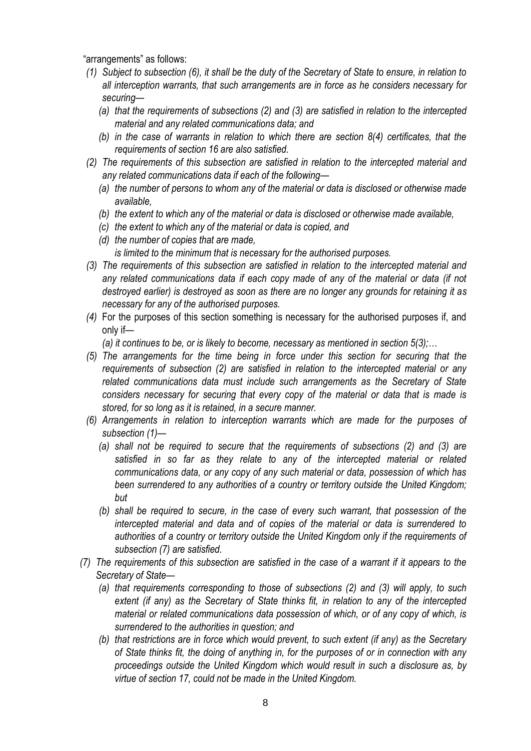"arrangements" as follows:

- *(1) Subject to subsection (6), it shall be the duty of the Secretary of State to ensure, in relation to all interception warrants, that such arrangements are in force as he considers necessary for securing—*
  - *(a) that the requirements of subsections (2) and (3) are satisfied in relation to the intercepted material and any related communications data; and*
  - *(b) in the case of warrants in relation to which there are section 8(4) certificates, that the requirements of section 16 are also satisfied.*
- *(2) The requirements of this subsection are satisfied in relation to the intercepted material and any related communications data if each of the following—*
  - *(a) the number of persons to whom any of the material or data is disclosed or otherwise made available,*
  - *(b) the extent to which any of the material or data is disclosed or otherwise made available,*
  - *(c) the extent to which any of the material or data is copied, and*
  - *(d) the number of copies that are made,*

  *is limited to the minimum that is necessary for the authorised purposes.*
- *(3) The requirements of this subsection are satisfied in relation to the intercepted material and any related communications data if each copy made of any of the material or data (if not destroyed earlier) is destroyed as soon as there are no longer any grounds for retaining it as necessary for any of the authorised purposes.*
- *(4)* For the purposes of this section something is necessary for the authorised purposes if, and only if—

  *(a) it continues to be, or is likely to become, necessary as mentioned in section 5(3);…*
- *(5) The arrangements for the time being in force under this section for securing that the requirements of subsection (2) are satisfied in relation to the intercepted material or any related communications data must include such arrangements as the Secretary of State considers necessary for securing that every copy of the material or data that is made is stored, for so long as it is retained, in a secure manner.*
- *(6) Arrangements in relation to interception warrants which are made for the purposes of subsection (1)—*
  - *(a) shall not be required to secure that the requirements of subsections (2) and (3) are satisfied in so far as they relate to any of the intercepted material or related communications data, or any copy of any such material or data, possession of which has been surrendered to any authorities of a country or territory outside the United Kingdom; but*
  - *(b) shall be required to secure, in the case of every such warrant, that possession of the intercepted material and data and of copies of the material or data is surrendered to authorities of a country or territory outside the United Kingdom only if the requirements of subsection (7) are satisfied.*
- *(7) The requirements of this subsection are satisfied in the case of a warrant if it appears to the Secretary of State—*
  - *(a) that requirements corresponding to those of subsections (2) and (3) will apply, to such extent (if any) as the Secretary of State thinks fit, in relation to any of the intercepted material or related communications data possession of which, or of any copy of which, is surrendered to the authorities in question; and*
  - *(b) that restrictions are in force which would prevent, to such extent (if any) as the Secretary of State thinks fit, the doing of anything in, for the purposes of or in connection with any proceedings outside the United Kingdom which would result in such a disclosure as, by virtue of section 17, could not be made in the United Kingdom.*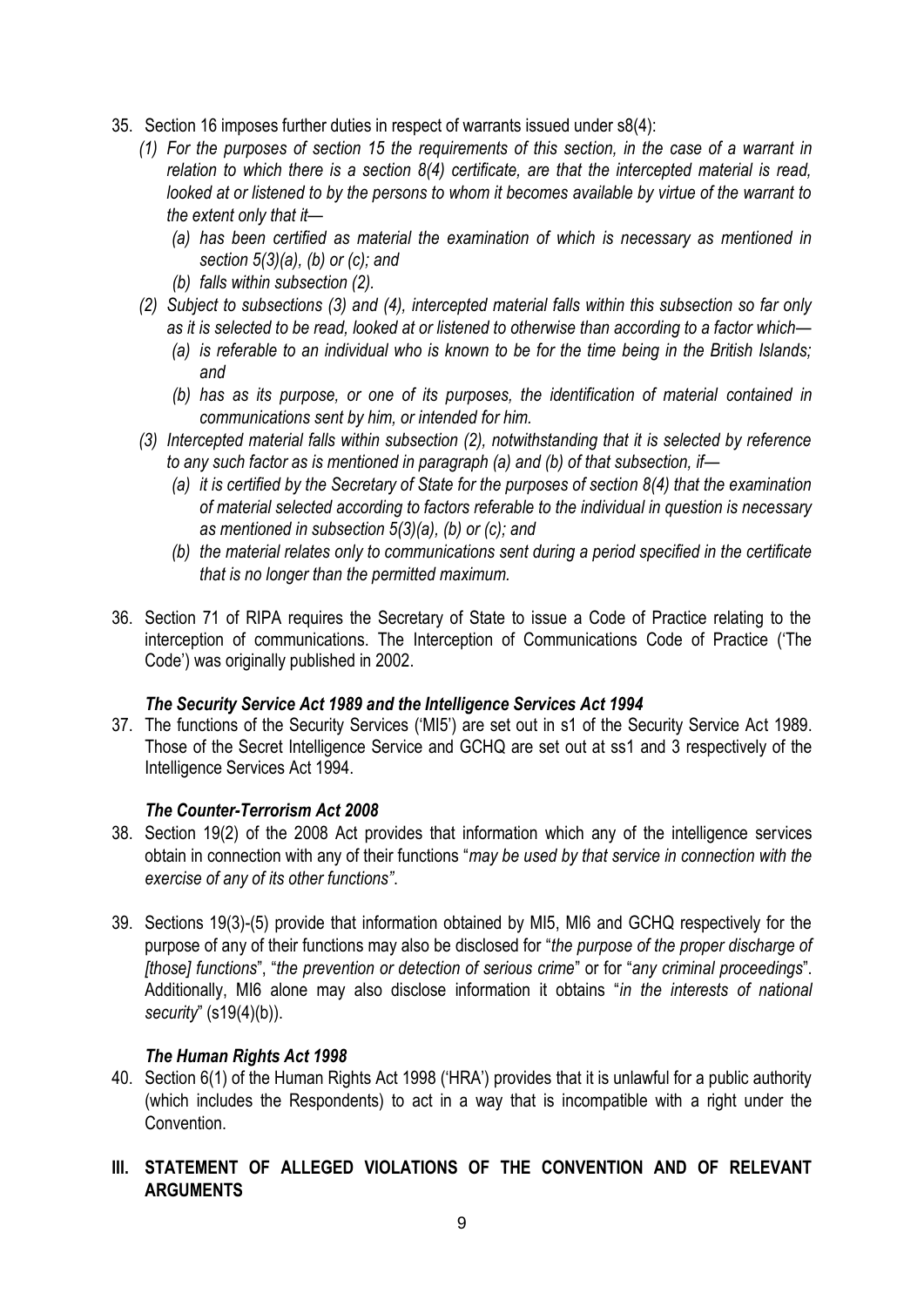35. Section 16 imposes further duties in respect of warrants issued under s8(4):

    *(1) For the purposes of section 15 the requirements of this section, in the case of a warrant in relation to which there is a section 8(4) certificate, are that the intercepted material is read, looked at or listened to by the persons to whom it becomes available by virtue of the warrant to the extent only that it—*

    *(a) has been certified as material the examination of which is necessary as mentioned in section 5(3)(a), (b) or (c); and*

    *(b) falls within subsection (2).*

    *(2) Subject to subsections (3) and (4), intercepted material falls within this subsection so far only as it is selected to be read, looked at or listened to otherwise than according to a factor which—*

    *(a) is referable to an individual who is known to be for the time being in the British Islands; and*

    *(b) has as its purpose, or one of its purposes, the identification of material contained in communications sent by him, or intended for him.*

    *(3) Intercepted material falls within subsection (2), notwithstanding that it is selected by reference to any such factor as is mentioned in paragraph (a) and (b) of that subsection, if—*

    *(a) it is certified by the Secretary of State for the purposes of section 8(4) that the examination of material selected according to factors referable to the individual in question is necessary as mentioned in subsection 5(3)(a), (b) or (c); and*

    *(b) the material relates only to communications sent during a period specified in the certificate that is no longer than the permitted maximum.*

36. Section 71 of RIPA requires the Secretary of State to issue a Code of Practice relating to the interception of communications. The Interception of Communications Code of Practice ('The Code') was originally published in 2002.

### *The Security Service Act 1989 and the Intelligence Services Act 1994*

37. The functions of the Security Services ('MI5') are set out in s1 of the Security Service Act 1989. Those of the Secret Intelligence Service and GCHQ are set out at ss1 and 3 respectively of the Intelligence Services Act 1994.

### *The Counter-Terrorism Act 2008*

38. Section 19(2) of the 2008 Act provides that information which any of the intelligence services obtain in connection with any of their functions "*may be used by that service in connection with the exercise of any of its other functions"*.

39. Sections 19(3)-(5) provide that information obtained by MI5, MI6 and GCHQ respectively for the purpose of any of their functions may also be disclosed for "*the purpose of the proper discharge of [those] functions*", "*the prevention or detection of serious crime*" or for "*any criminal proceedings*". Additionally, MI6 alone may also disclose information it obtains "*in the interests of national security*" (s19(4)(b)).

### *The Human Rights Act 1998*

40. Section 6(1) of the Human Rights Act 1998 ('HRA') provides that it is unlawful for a public authority (which includes the Respondents) to act in a way that is incompatible with a right under the Convention.

## III. STATEMENT OF ALLEGED VIOLATIONS OF THE CONVENTION AND OF RELEVANT ARGUMENTS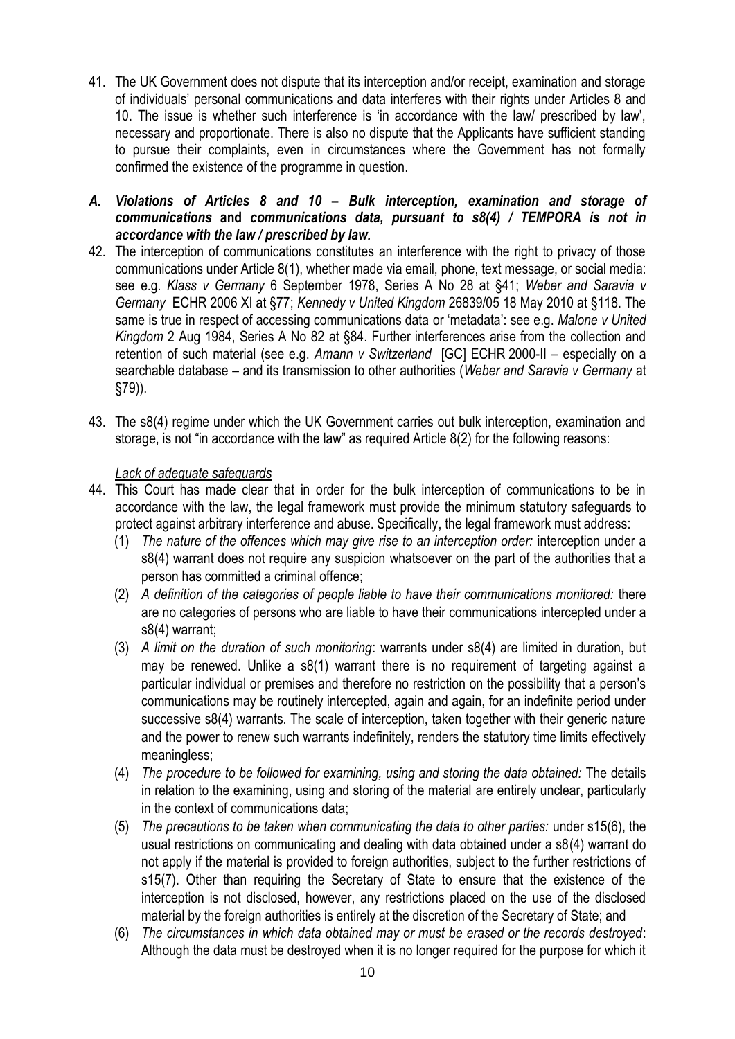41. The UK Government does not dispute that its interception and/or receipt, examination and storage of individuals' personal communications and data interferes with their rights under Articles 8 and 10. The issue is whether such interference is 'in accordance with the law/ prescribed by law', necessary and proportionate. There is also no dispute that the Applicants have sufficient standing to pursue their complaints, even in circumstances where the Government has not formally confirmed the existence of the programme in question.

### *A. Violations of Articles 8 and 10 – Bulk interception, examination and storage of communications* **and** *communications data, pursuant to s8(4) / TEMPORA is not in accordance with the law / prescribed by law.*

42. The interception of communications constitutes an interference with the right to privacy of those communications under Article 8(1), whether made via email, phone, text message, or social media: see e.g. *Klass v Germany* 6 September 1978, Series A No 28 at §41; *Weber and Saravia v Germany* ECHR 2006 XI at §77; *Kennedy v United Kingdom* 26839/05 18 May 2010 at §118. The same is true in respect of accessing communications data or 'metadata': see e.g. *Malone v United Kingdom* 2 Aug 1984, Series A No 82 at §84. Further interferences arise from the collection and retention of such material (see e.g. *Amann v Switzerland* [GC] ECHR 2000-II – especially on a searchable database – and its transmission to other authorities (*Weber and Saravia v Germany* at §79)).

43. The s8(4) regime under which the UK Government carries out bulk interception, examination and storage, is not "in accordance with the law" as required Article 8(2) for the following reasons:

<u>*Lack of adequate safeguards*</u>

44. This Court has made clear that in order for the bulk interception of communications to be in accordance with the law, the legal framework must provide the minimum statutory safeguards to protect against arbitrary interference and abuse. Specifically, the legal framework must address:
    (1) *The nature of the offences which may give rise to an interception order:* interception under a s8(4) warrant does not require any suspicion whatsoever on the part of the authorities that a person has committed a criminal offence;
    (2) *A definition of the categories of people liable to have their communications monitored:* there are no categories of persons who are liable to have their communications intercepted under a s8(4) warrant;
    (3) *A limit on the duration of such monitoring*: warrants under s8(4) are limited in duration, but may be renewed. Unlike a s8(1) warrant there is no requirement of targeting against a particular individual or premises and therefore no restriction on the possibility that a person's communications may be routinely intercepted, again and again, for an indefinite period under successive s8(4) warrants. The scale of interception, taken together with their generic nature and the power to renew such warrants indefinitely, renders the statutory time limits effectively meaningless;
    (4) *The procedure to be followed for examining, using and storing the data obtained:* The details in relation to the examining, using and storing of the material are entirely unclear, particularly in the context of communications data;
    (5) *The precautions to be taken when communicating the data to other parties:* under s15(6), the usual restrictions on communicating and dealing with data obtained under a s8(4) warrant do not apply if the material is provided to foreign authorities, subject to the further restrictions of s15(7). Other than requiring the Secretary of State to ensure that the existence of the interception is not disclosed, however, any restrictions placed on the use of the disclosed material by the foreign authorities is entirely at the discretion of the Secretary of State; and
    (6) *The circumstances in which data obtained may or must be erased or the records destroyed*: Although the data must be destroyed when it is no longer required for the purpose for which it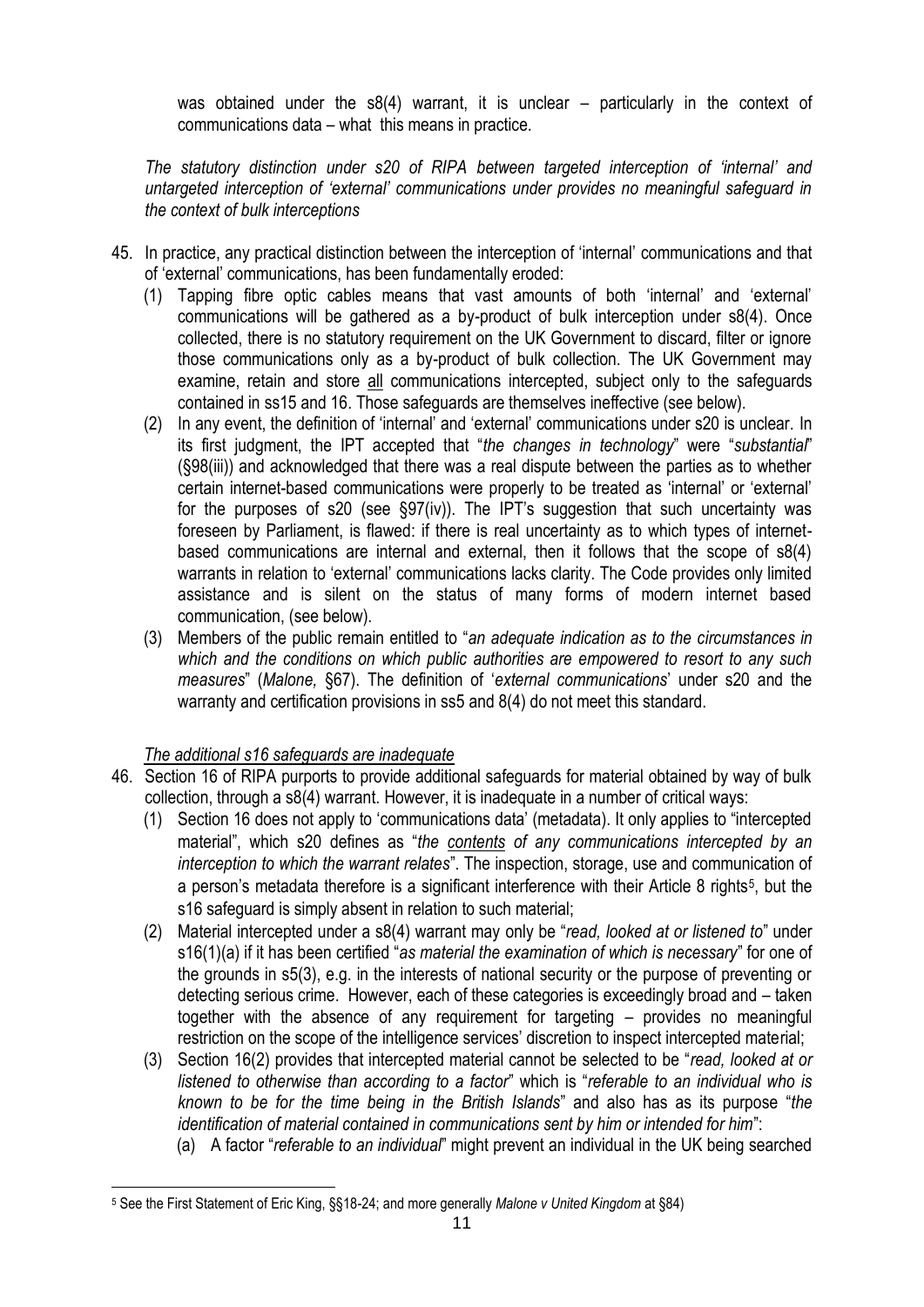was obtained under the s8(4) warrant, it is unclear – particularly in the context of communications data – what this means in practice.

*The statutory distinction under s20 of RIPA between targeted interception of 'internal' and untargeted interception of 'external' communications under provides no meaningful safeguard in the context of bulk interceptions*

45. In practice, any practical distinction between the interception of 'internal' communications and that of 'external' communications, has been fundamentally eroded:
    (1) Tapping fibre optic cables means that vast amounts of both 'internal' and 'external' communications will be gathered as a by-product of bulk interception under s8(4). Once collected, there is no statutory requirement on the UK Government to discard, filter or ignore those communications only as a by-product of bulk collection. The UK Government may examine, retain and store <u>all</u> communications intercepted, subject only to the safeguards contained in ss15 and 16. Those safeguards are themselves ineffective (see below).
    (2) In any event, the definition of 'internal' and 'external' communications under s20 is unclear. In its first judgment, the IPT accepted that "*the changes in technology*" were "*substantial*" (§98(iii)) and acknowledged that there was a real dispute between the parties as to whether certain internet-based communications were properly to be treated as 'internal' or 'external' for the purposes of s20 (see §97(iv)). The IPT's suggestion that such uncertainty was foreseen by Parliament, is flawed: if there is real uncertainty as to which types of internet-based communications are internal and external, then it follows that the scope of s8(4) warrants in relation to 'external' communications lacks clarity. The Code provides only limited assistance and is silent on the status of many forms of modern internet based communication, (see below).
    (3) Members of the public remain entitled to "*an adequate indication as to the circumstances in which and the conditions on which public authorities are empowered to resort to any such measures*" (*Malone,* §67). The definition of '*external communications*' under s20 and the warranty and certification provisions in ss5 and 8(4) do not meet this standard.

*<u>The additional s16 safeguards are inadequate</u>*

46. Section 16 of RIPA purports to provide additional safeguards for material obtained by way of bulk collection, through a s8(4) warrant. However, it is inadequate in a number of critical ways:
    (1) Section 16 does not apply to 'communications data' (metadata). It only applies to "intercepted material", which s20 defines as "*the <u>contents</u> of any communications intercepted by an interception to which the warrant relates*". The inspection, storage, use and communication of a person's metadata therefore is a significant interference with their Article 8 rights[5], but the s16 safeguard is simply absent in relation to such material;
    (2) Material intercepted under a s8(4) warrant may only be "*read, looked at or listened to*" under s16(1)(a) if it has been certified "*as material the examination of which is necessary*" for one of the grounds in s5(3), e.g. in the interests of national security or the purpose of preventing or detecting serious crime. However, each of these categories is exceedingly broad and – taken together with the absence of any requirement for targeting – provides no meaningful restriction on the scope of the intelligence services' discretion to inspect intercepted material;
    (3) Section 16(2) provides that intercepted material cannot be selected to be "*read, looked at or listened to otherwise than according to a factor*" which is "*referable to an individual who is known to be for the time being in the British Islands*" and also has as its purpose "*the identification of material contained in communications sent by him or intended for him*":
        (a) A factor "*referable to an individual*" might prevent an individual in the UK being searched

[5] See the First Statement of Eric King, §§18-24; and more generally *Malone v United Kingdom* at §84)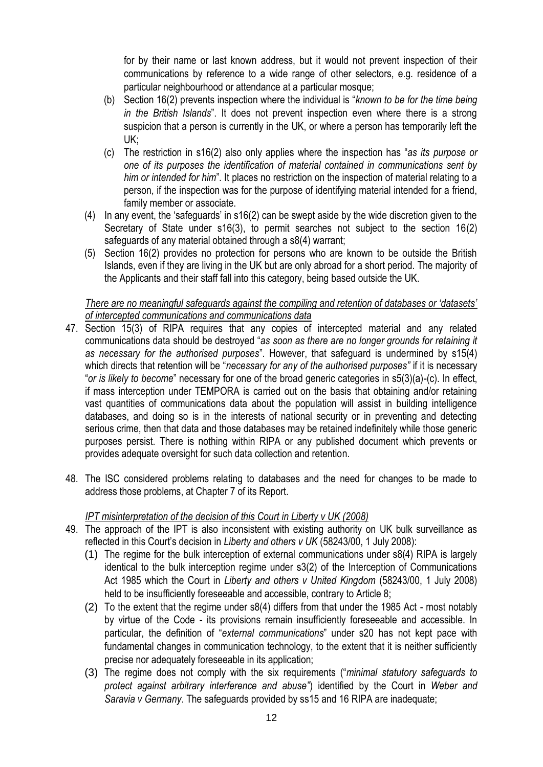for by their name or last known address, but it would not prevent inspection of their communications by reference to a wide range of other selectors, e.g. residence of a particular neighbourhood or attendance at a particular mosque;

(b) Section 16(2) prevents inspection where the individual is "*known to be for the time being in the British Islands*". It does not prevent inspection even where there is a strong suspicion that a person is currently in the UK, or where a person has temporarily left the UK;

(c) The restriction in s16(2) also only applies where the inspection has "*as its purpose or one of its purposes the identification of material contained in communications sent by him or intended for him*". It places no restriction on the inspection of material relating to a person, if the inspection was for the purpose of identifying material intended for a friend, family member or associate.

(4) In any event, the 'safeguards' in s16(2) can be swept aside by the wide discretion given to the Secretary of State under s16(3), to permit searches not subject to the section 16(2) safeguards of any material obtained through a s8(4) warrant;

(5) Section 16(2) provides no protection for persons who are known to be outside the British Islands, even if they are living in the UK but are only abroad for a short period. The majority of the Applicants and their staff fall into this category, being based outside the UK.

*There are no meaningful safeguards against the compiling and retention of databases or 'datasets' of intercepted communications and communications data*

47. Section 15(3) of RIPA requires that any copies of intercepted material and any related communications data should be destroyed "*as soon as there are no longer grounds for retaining it as necessary for the authorised purposes*". However, that safeguard is undermined by s15(4) which directs that retention will be "*necessary for any of the authorised purposes"* if it is necessary "*or is likely to become*" necessary for one of the broad generic categories in s5(3)(a)-(c). In effect, if mass interception under TEMPORA is carried out on the basis that obtaining and/or retaining vast quantities of communications data about the population will assist in building intelligence databases, and doing so is in the interests of national security or in preventing and detecting serious crime, then that data and those databases may be retained indefinitely while those generic purposes persist. There is nothing within RIPA or any published document which prevents or provides adequate oversight for such data collection and retention.

48. The ISC considered problems relating to databases and the need for changes to be made to address those problems, at Chapter 7 of its Report.

*IPT misinterpretation of the decision of this Court in Liberty v UK (2008)*

49. The approach of the IPT is also inconsistent with existing authority on UK bulk surveillance as reflected in this Court's decision in *Liberty and others v UK* (58243/00, 1 July 2008):

(1) The regime for the bulk interception of external communications under s8(4) RIPA is largely identical to the bulk interception regime under s3(2) of the Interception of Communications Act 1985 which the Court in *Liberty and others v United Kingdom* (58243/00, 1 July 2008) held to be insufficiently foreseeable and accessible, contrary to Article 8;

(2) To the extent that the regime under s8(4) differs from that under the 1985 Act - most notably by virtue of the Code - its provisions remain insufficiently foreseeable and accessible. In particular, the definition of "*external communications*" under s20 has not kept pace with fundamental changes in communication technology, to the extent that it is neither sufficiently precise nor adequately foreseeable in its application;

(3) The regime does not comply with the six requirements ("*minimal statutory safeguards to protect against arbitrary interference and abuse"*) identified by the Court in *Weber and Saravia v Germany*. The safeguards provided by ss15 and 16 RIPA are inadequate;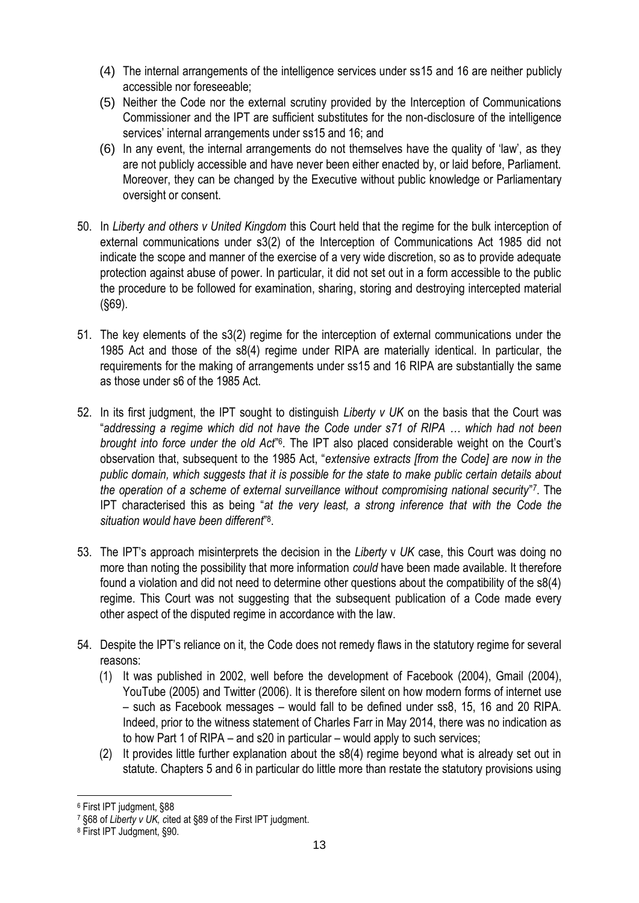(4) The internal arrangements of the intelligence services under ss15 and 16 are neither publicly accessible nor foreseeable;

(5) Neither the Code nor the external scrutiny provided by the Interception of Communications Commissioner and the IPT are sufficient substitutes for the non-disclosure of the intelligence services' internal arrangements under ss15 and 16; and

(6) In any event, the internal arrangements do not themselves have the quality of 'law', as they are not publicly accessible and have never been either enacted by, or laid before, Parliament. Moreover, they can be changed by the Executive without public knowledge or Parliamentary oversight or consent.

50. In *Liberty and others v United Kingdom* this Court held that the regime for the bulk interception of external communications under s3(2) of the Interception of Communications Act 1985 did not indicate the scope and manner of the exercise of a very wide discretion, so as to provide adequate protection against abuse of power. In particular, it did not set out in a form accessible to the public the procedure to be followed for examination, sharing, storing and destroying intercepted material (§69).

51. The key elements of the s3(2) regime for the interception of external communications under the 1985 Act and those of the s8(4) regime under RIPA are materially identical. In particular, the requirements for the making of arrangements under ss15 and 16 RIPA are substantially the same as those under s6 of the 1985 Act.

52. In its first judgment, the IPT sought to distinguish *Liberty v UK* on the basis that the Court was "*addressing a regime which did not have the Code under s71 of RIPA … which had not been brought into force under the old Act*"[6]. The IPT also placed considerable weight on the Court's observation that, subsequent to the 1985 Act, "*extensive extracts [from the Code] are now in the public domain, which suggests that it is possible for the state to make public certain details about the operation of a scheme of external surveillance without compromising national security*"[7]. The IPT characterised this as being "*at the very least, a strong inference that with the Code the situation would have been different*"[8].

53. The IPT's approach misinterprets the decision in the *Liberty* v *UK* case, this Court was doing no more than noting the possibility that more information *could* have been made available. It therefore found a violation and did not need to determine other questions about the compatibility of the s8(4) regime. This Court was not suggesting that the subsequent publication of a Code made every other aspect of the disputed regime in accordance with the law.

54. Despite the IPT's reliance on it, the Code does not remedy flaws in the statutory regime for several reasons:

(1) It was published in 2002, well before the development of Facebook (2004), Gmail (2004), YouTube (2005) and Twitter (2006). It is therefore silent on how modern forms of internet use – such as Facebook messages – would fall to be defined under ss8, 15, 16 and 20 RIPA. Indeed, prior to the witness statement of Charles Farr in May 2014, there was no indication as to how Part 1 of RIPA – and s20 in particular – would apply to such services;

(2) It provides little further explanation about the s8(4) regime beyond what is already set out in statute. Chapters 5 and 6 in particular do little more than restate the statutory provisions using

[6] First IPT judgment, §88

[7] §68 of *Liberty v UK,* cited at §89 of the First IPT judgment.

[8] First IPT Judgment, §90.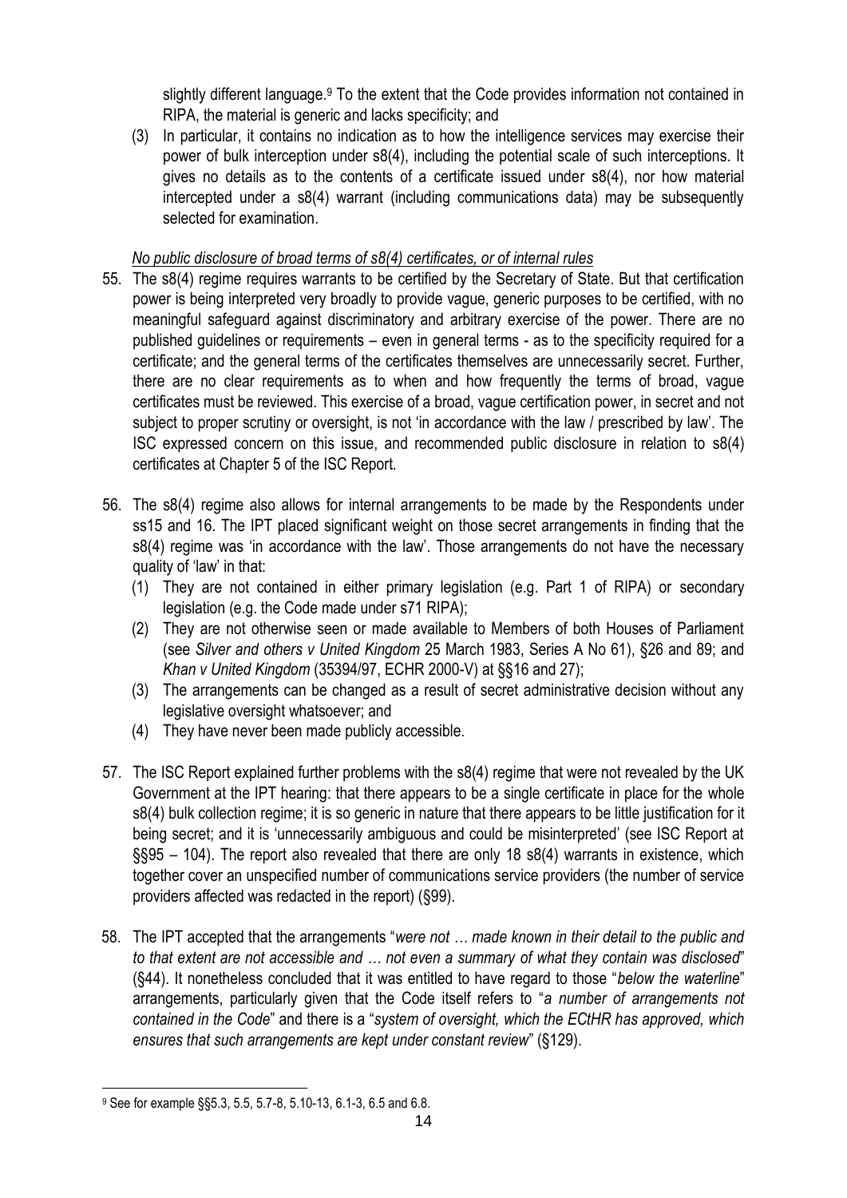slightly different language.[9] To the extent that the Code provides information not contained in RIPA, the material is generic and lacks specificity; and

(3) In particular, it contains no indication as to how the intelligence services may exercise their power of bulk interception under s8(4), including the potential scale of such interceptions. It gives no details as to the contents of a certificate issued under s8(4), nor how material intercepted under a s8(4) warrant (including communications data) may be subsequently selected for examination.

*No public disclosure of broad terms of s8(4) certificates, or of internal rules*

55. The s8(4) regime requires warrants to be certified by the Secretary of State. But that certification power is being interpreted very broadly to provide vague, generic purposes to be certified, with no meaningful safeguard against discriminatory and arbitrary exercise of the power. There are no published guidelines or requirements – even in general terms - as to the specificity required for a certificate; and the general terms of the certificates themselves are unnecessarily secret. Further, there are no clear requirements as to when and how frequently the terms of broad, vague certificates must be reviewed. This exercise of a broad, vague certification power, in secret and not subject to proper scrutiny or oversight, is not 'in accordance with the law / prescribed by law'. The ISC expressed concern on this issue, and recommended public disclosure in relation to s8(4) certificates at Chapter 5 of the ISC Report.

56. The s8(4) regime also allows for internal arrangements to be made by the Respondents under ss15 and 16. The IPT placed significant weight on those secret arrangements in finding that the s8(4) regime was 'in accordance with the law'. Those arrangements do not have the necessary quality of 'law' in that:
    (1) They are not contained in either primary legislation (e.g. Part 1 of RIPA) or secondary legislation (e.g. the Code made under s71 RIPA);
    (2) They are not otherwise seen or made available to Members of both Houses of Parliament (see *Silver and others v United Kingdom* 25 March 1983, Series A No 61), §26 and 89; and *Khan v United Kingdom* (35394/97, ECHR 2000-V) at §§16 and 27);
    (3) The arrangements can be changed as a result of secret administrative decision without any legislative oversight whatsoever; and
    (4) They have never been made publicly accessible.

57. The ISC Report explained further problems with the s8(4) regime that were not revealed by the UK Government at the IPT hearing: that there appears to be a single certificate in place for the whole s8(4) bulk collection regime; it is so generic in nature that there appears to be little justification for it being secret; and it is 'unnecessarily ambiguous and could be misinterpreted' (see ISC Report at §§95 – 104). The report also revealed that there are only 18 s8(4) warrants in existence, which together cover an unspecified number of communications service providers (the number of service providers affected was redacted in the report) (§99).

58. The IPT accepted that the arrangements "*were not … made known in their detail to the public and to that extent are not accessible and … not even a summary of what they contain was disclosed*" (§44). It nonetheless concluded that it was entitled to have regard to those "*below the waterline*" arrangements, particularly given that the Code itself refers to "*a number of arrangements not contained in the Code*" and there is a "*system of oversight, which the ECtHR has approved, which ensures that such arrangements are kept under constant review*" (§129).

---

[9] See for example §§5.3, 5.5, 5.7-8, 5.10-13, 6.1-3, 6.5 and 6.8.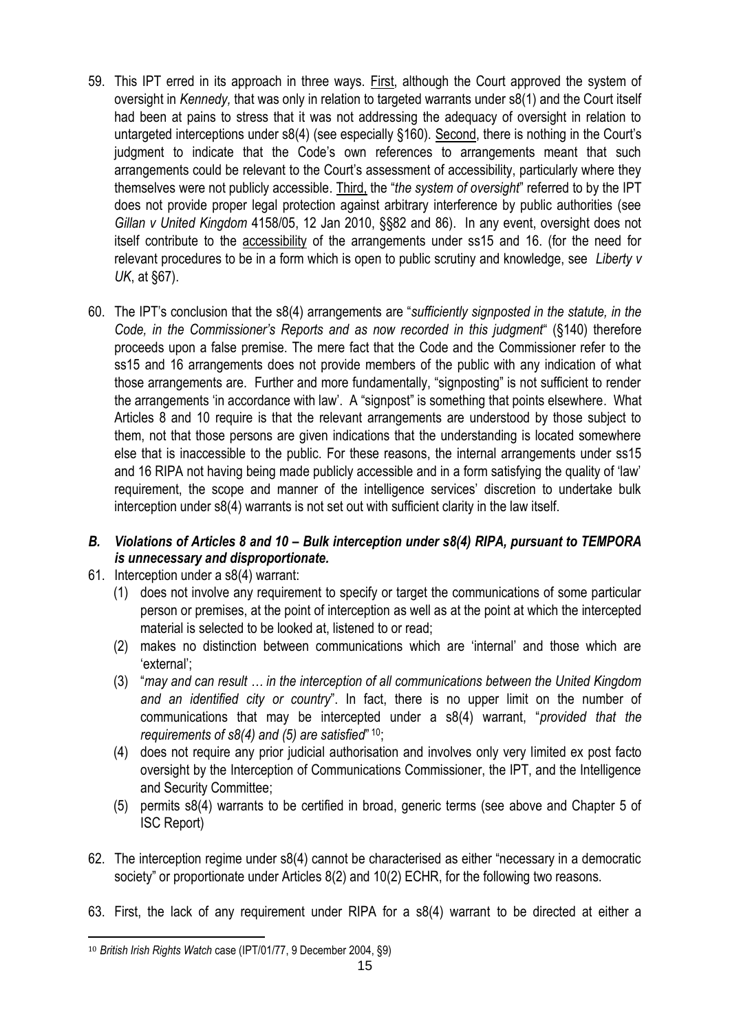59. This IPT erred in its approach in three ways. First, although the Court approved the system of oversight in *Kennedy,* that was only in relation to targeted warrants under s8(1) and the Court itself had been at pains to stress that it was not addressing the adequacy of oversight in relation to untargeted interceptions under s8(4) (see especially §160). Second, there is nothing in the Court's judgment to indicate that the Code's own references to arrangements meant that such arrangements could be relevant to the Court's assessment of accessibility, particularly where they themselves were not publicly accessible. Third, the "*the system of oversight*" referred to by the IPT does not provide proper legal protection against arbitrary interference by public authorities (see *Gillan v United Kingdom* 4158/05, 12 Jan 2010, §§82 and 86). In any event, oversight does not itself contribute to the accessibility of the arrangements under ss15 and 16. (for the need for relevant procedures to be in a form which is open to public scrutiny and knowledge, see *Liberty v UK*, at §67).

60. The IPT's conclusion that the s8(4) arrangements are "*sufficiently signposted in the statute, in the Code, in the Commissioner's Reports and as now recorded in this judgment*" (§140) therefore proceeds upon a false premise. The mere fact that the Code and the Commissioner refer to the ss15 and 16 arrangements does not provide members of the public with any indication of what those arrangements are. Further and more fundamentally, "signposting" is not sufficient to render the arrangements 'in accordance with law'. A "signpost" is something that points elsewhere. What Articles 8 and 10 require is that the relevant arrangements are understood by those subject to them, not that those persons are given indications that the understanding is located somewhere else that is inaccessible to the public. For these reasons, the internal arrangements under ss15 and 16 RIPA not having being made publicly accessible and in a form satisfying the quality of 'law' requirement, the scope and manner of the intelligence services' discretion to undertake bulk interception under s8(4) warrants is not set out with sufficient clarity in the law itself.

### *B. Violations of Articles 8 and 10 – Bulk interception under s8(4) RIPA, pursuant to TEMPORA is unnecessary and disproportionate.*

61. Interception under a s8(4) warrant:
    (1) does not involve any requirement to specify or target the communications of some particular person or premises, at the point of interception as well as at the point at which the intercepted material is selected to be looked at, listened to or read;
    (2) makes no distinction between communications which are 'internal' and those which are 'external';
    (3) "*may and can result … in the interception of all communications between the United Kingdom and an identified city or country*". In fact, there is no upper limit on the number of communications that may be intercepted under a s8(4) warrant, "*provided that the requirements of s8(4) and (5) are satisfied*" [10];
    (4) does not require any prior judicial authorisation and involves only very limited ex post facto oversight by the Interception of Communications Commissioner, the IPT, and the Intelligence and Security Committee;
    (5) permits s8(4) warrants to be certified in broad, generic terms (see above and Chapter 5 of ISC Report)

62. The interception regime under s8(4) cannot be characterised as either "necessary in a democratic society" or proportionate under Articles 8(2) and 10(2) ECHR, for the following two reasons.

63. First, the lack of any requirement under RIPA for a s8(4) warrant to be directed at either a

[10] *British Irish Rights Watch* case (IPT/01/77, 9 December 2004, §9)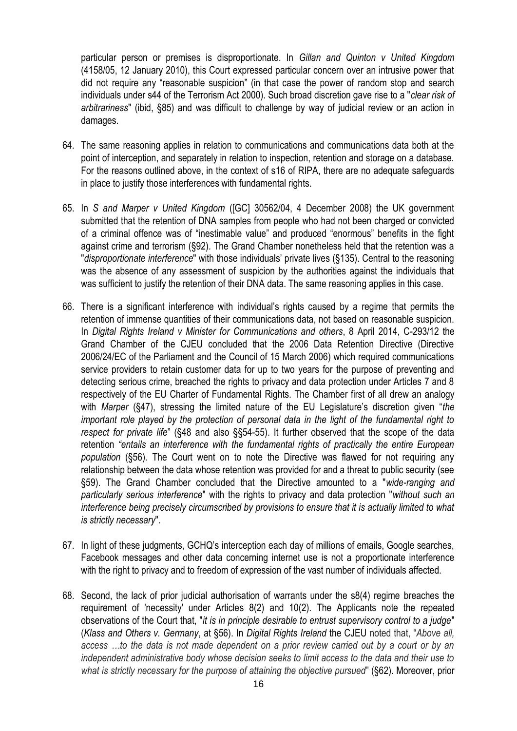particular person or premises is disproportionate. In *Gillan and Quinton v United Kingdom* (4158/05, 12 January 2010), this Court expressed particular concern over an intrusive power that did not require any "reasonable suspicion" (in that case the power of random stop and search individuals under s44 of the Terrorism Act 2000). Such broad discretion gave rise to a "*clear risk of arbitrariness*" (ibid, §85) and was difficult to challenge by way of judicial review or an action in damages.

64. The same reasoning applies in relation to communications and communications data both at the point of interception, and separately in relation to inspection, retention and storage on a database. For the reasons outlined above, in the context of s16 of RIPA, there are no adequate safeguards in place to justify those interferences with fundamental rights.

65. In *S and Marper v United Kingdom* ([GC] 30562/04, 4 December 2008) the UK government submitted that the retention of DNA samples from people who had not been charged or convicted of a criminal offence was of "inestimable value" and produced "enormous" benefits in the fight against crime and terrorism (§92). The Grand Chamber nonetheless held that the retention was a "*disproportionate interference*" with those individuals' private lives (§135). Central to the reasoning was the absence of any assessment of suspicion by the authorities against the individuals that was sufficient to justify the retention of their DNA data. The same reasoning applies in this case.

66. There is a significant interference with individual's rights caused by a regime that permits the retention of immense quantities of their communications data, not based on reasonable suspicion. In *Digital Rights Ireland v Minister for Communications and others*, 8 April 2014, C-293/12 the Grand Chamber of the CJEU concluded that the 2006 Data Retention Directive (Directive 2006/24/EC of the Parliament and the Council of 15 March 2006) which required communications service providers to retain customer data for up to two years for the purpose of preventing and detecting serious crime, breached the rights to privacy and data protection under Articles 7 and 8 respectively of the EU Charter of Fundamental Rights. The Chamber first of all drew an analogy with *Marper* (§47), stressing the limited nature of the EU Legislature's discretion given "*the important role played by the protection of personal data in the light of the fundamental right to respect for private life*" (§48 and also §§54-55). It further observed that the scope of the data retention *"entails an interference with the fundamental rights of practically the entire European population* (§56). The Court went on to note the Directive was flawed for not requiring any relationship between the data whose retention was provided for and a threat to public security (see §59). The Grand Chamber concluded that the Directive amounted to a "*wide-ranging and particularly serious interference*" with the rights to privacy and data protection "*without such an interference being precisely circumscribed by provisions to ensure that it is actually limited to what is strictly necessary*".

67. In light of these judgments, GCHQ's interception each day of millions of emails, Google searches, Facebook messages and other data concerning internet use is not a proportionate interference with the right to privacy and to freedom of expression of the vast number of individuals affected.

68. Second, the lack of prior judicial authorisation of warrants under the s8(4) regime breaches the requirement of 'necessity' under Articles 8(2) and 10(2). The Applicants note the repeated observations of the Court that, "*it is in principle desirable to entrust supervisory control to a judge*" (*Klass and Others v. Germany*, at §56). In *Digital Rights Ireland* the CJEU noted that, "*Above all, access …to the data is not made dependent on a prior review carried out by a court or by an independent administrative body whose decision seeks to limit access to the data and their use to what is strictly necessary for the purpose of attaining the objective pursued*" (§62). Moreover, prior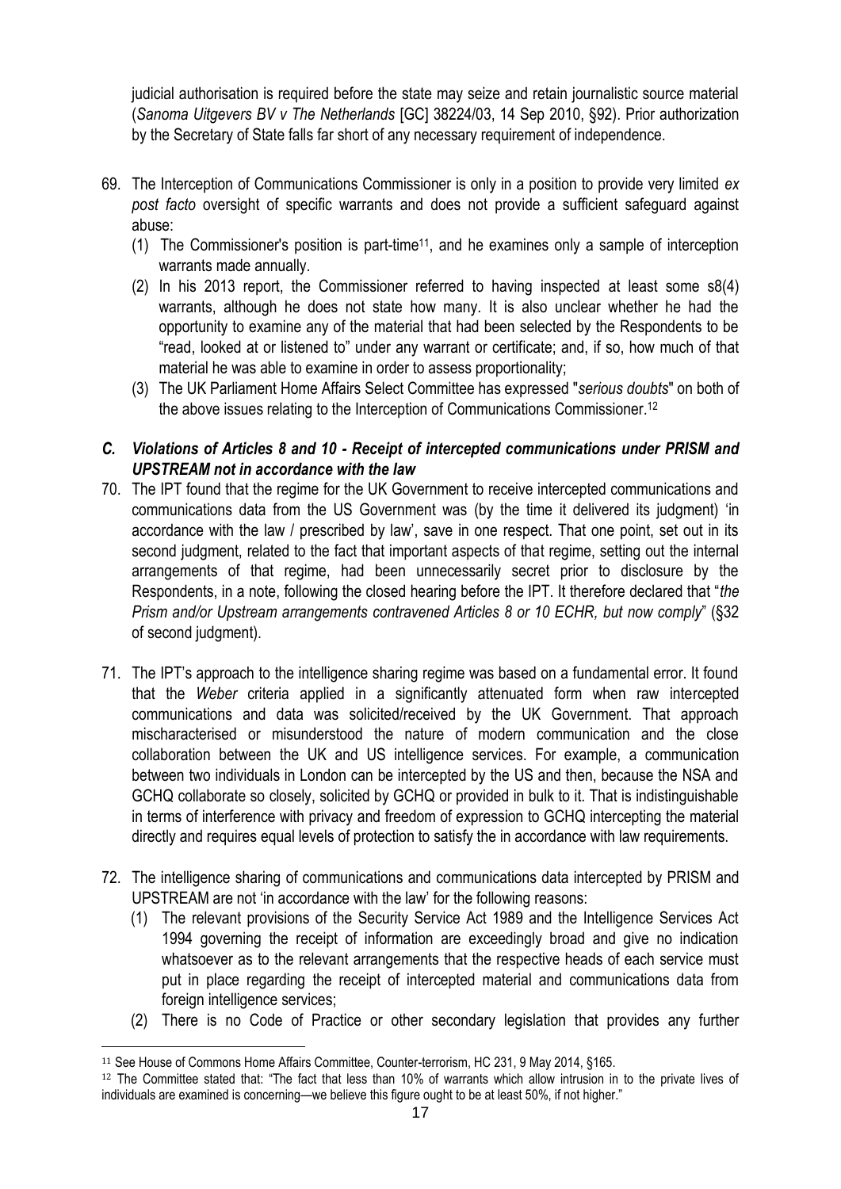judicial authorisation is required before the state may seize and retain journalistic source material (*Sanoma Uitgevers BV v The Netherlands* [GC] 38224/03, 14 Sep 2010, §92). Prior authorization by the Secretary of State falls far short of any necessary requirement of independence.

69. The Interception of Communications Commissioner is only in a position to provide very limited *ex post facto* oversight of specific warrants and does not provide a sufficient safeguard against abuse:
    (1) The Commissioner's position is part-time[11], and he examines only a sample of interception warrants made annually.
    (2) In his 2013 report, the Commissioner referred to having inspected at least some s8(4) warrants, although he does not state how many. It is also unclear whether he had the opportunity to examine any of the material that had been selected by the Respondents to be "read, looked at or listened to" under any warrant or certificate; and, if so, how much of that material he was able to examine in order to assess proportionality;
    (3) The UK Parliament Home Affairs Select Committee has expressed "*serious doubts*" on both of the above issues relating to the Interception of Communications Commissioner.[12]

### *C. Violations of Articles 8 and 10 - Receipt of intercepted communications under PRISM and UPSTREAM not in accordance with the law*

70. The IPT found that the regime for the UK Government to receive intercepted communications and communications data from the US Government was (by the time it delivered its judgment) 'in accordance with the law / prescribed by law', save in one respect. That one point, set out in its second judgment, related to the fact that important aspects of that regime, setting out the internal arrangements of that regime, had been unnecessarily secret prior to disclosure by the Respondents, in a note, following the closed hearing before the IPT. It therefore declared that "*the Prism and/or Upstream arrangements contravened Articles 8 or 10 ECHR, but now comply*" (§32 of second judgment).

71. The IPT's approach to the intelligence sharing regime was based on a fundamental error. It found that the *Weber* criteria applied in a significantly attenuated form when raw intercepted communications and data was solicited/received by the UK Government. That approach mischaracterised or misunderstood the nature of modern communication and the close collaboration between the UK and US intelligence services. For example, a communication between two individuals in London can be intercepted by the US and then, because the NSA and GCHQ collaborate so closely, solicited by GCHQ or provided in bulk to it. That is indistinguishable in terms of interference with privacy and freedom of expression to GCHQ intercepting the material directly and requires equal levels of protection to satisfy the in accordance with law requirements.

72. The intelligence sharing of communications and communications data intercepted by PRISM and UPSTREAM are not 'in accordance with the law' for the following reasons:
    (1) The relevant provisions of the Security Service Act 1989 and the Intelligence Services Act 1994 governing the receipt of information are exceedingly broad and give no indication whatsoever as to the relevant arrangements that the respective heads of each service must put in place regarding the receipt of intercepted material and communications data from foreign intelligence services;
    (2) There is no Code of Practice or other secondary legislation that provides any further

---

[11] See House of Commons Home Affairs Committee, Counter-terrorism, HC 231, 9 May 2014, §165.

[12] The Committee stated that: "The fact that less than 10% of warrants which allow intrusion in to the private lives of individuals are examined is concerning—we believe this figure ought to be at least 50%, if not higher."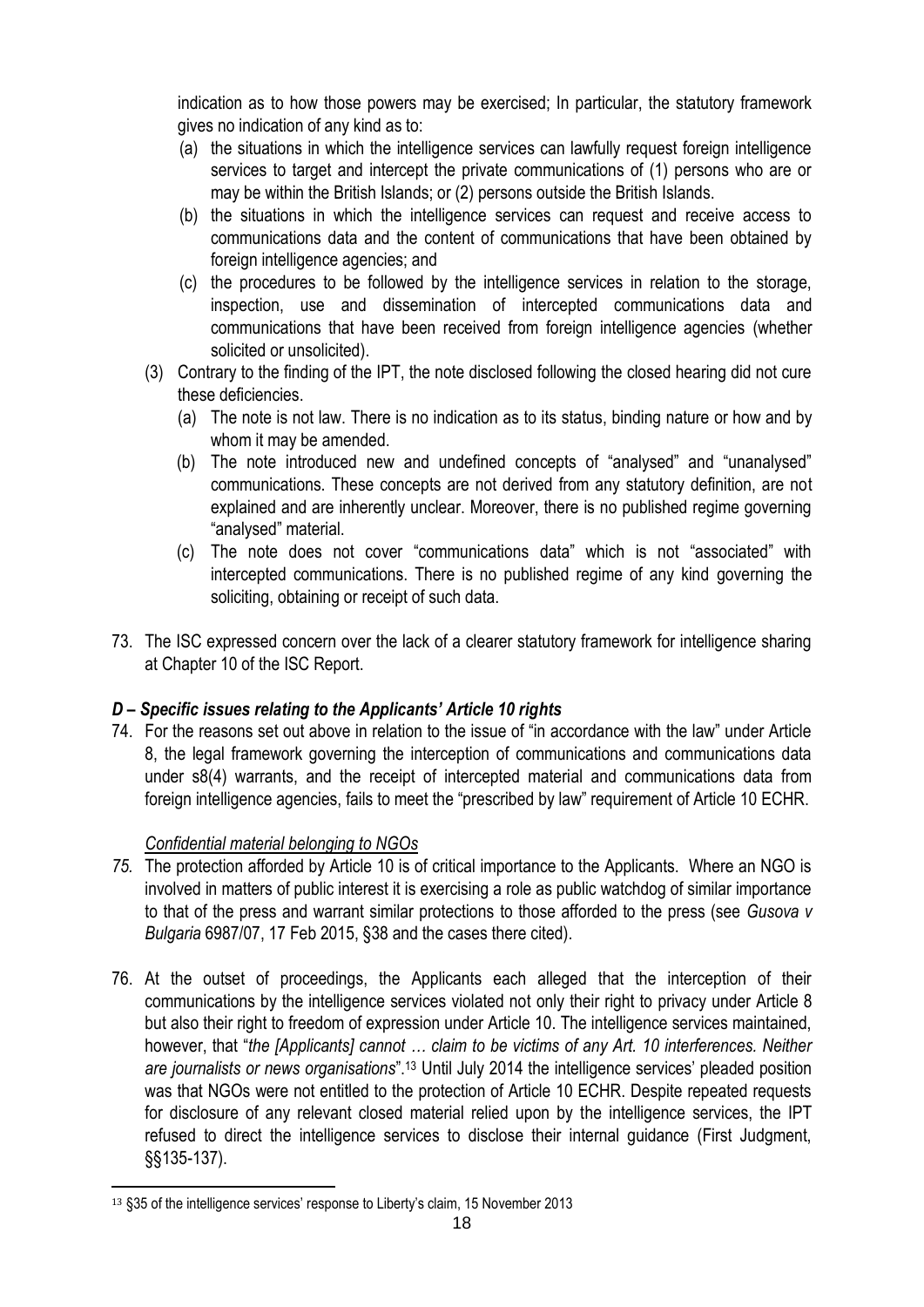indication as to how those powers may be exercised; In particular, the statutory framework gives no indication of any kind as to:

(a) the situations in which the intelligence services can lawfully request foreign intelligence services to target and intercept the private communications of (1) persons who are or may be within the British Islands; or (2) persons outside the British Islands.

(b) the situations in which the intelligence services can request and receive access to communications data and the content of communications that have been obtained by foreign intelligence agencies; and

(c) the procedures to be followed by the intelligence services in relation to the storage, inspection, use and dissemination of intercepted communications data and communications that have been received from foreign intelligence agencies (whether solicited or unsolicited).

(3) Contrary to the finding of the IPT, the note disclosed following the closed hearing did not cure these deficiencies.

(a) The note is not law. There is no indication as to its status, binding nature or how and by whom it may be amended.

(b) The note introduced new and undefined concepts of "analysed" and "unanalysed" communications. These concepts are not derived from any statutory definition, are not explained and are inherently unclear. Moreover, there is no published regime governing "analysed" material.

(c) The note does not cover "communications data" which is not "associated" with intercepted communications. There is no published regime of any kind governing the soliciting, obtaining or receipt of such data.

73. The ISC expressed concern over the lack of a clearer statutory framework for intelligence sharing at Chapter 10 of the ISC Report.

### *D – Specific issues relating to the Applicants' Article 10 rights*

74. For the reasons set out above in relation to the issue of "in accordance with the law" under Article 8, the legal framework governing the interception of communications and communications data under s8(4) warrants, and the receipt of intercepted material and communications data from foreign intelligence agencies, fails to meet the "prescribed by law" requirement of Article 10 ECHR.

*Confidential material belonging to NGOs*

75. The protection afforded by Article 10 is of critical importance to the Applicants. Where an NGO is involved in matters of public interest it is exercising a role as public watchdog of similar importance to that of the press and warrant similar protections to those afforded to the press (see *Gusova v Bulgaria* 6987/07, 17 Feb 2015, §38 and the cases there cited).

76. At the outset of proceedings, the Applicants each alleged that the interception of their communications by the intelligence services violated not only their right to privacy under Article 8 but also their right to freedom of expression under Article 10. The intelligence services maintained, however, that "*the [Applicants] cannot … claim to be victims of any Art. 10 interferences. Neither are journalists or news organisations*".[13] Until July 2014 the intelligence services' pleaded position was that NGOs were not entitled to the protection of Article 10 ECHR. Despite repeated requests for disclosure of any relevant closed material relied upon by the intelligence services, the IPT refused to direct the intelligence services to disclose their internal guidance (First Judgment, §§135-137).

[13] §35 of the intelligence services' response to Liberty's claim, 15 November 2013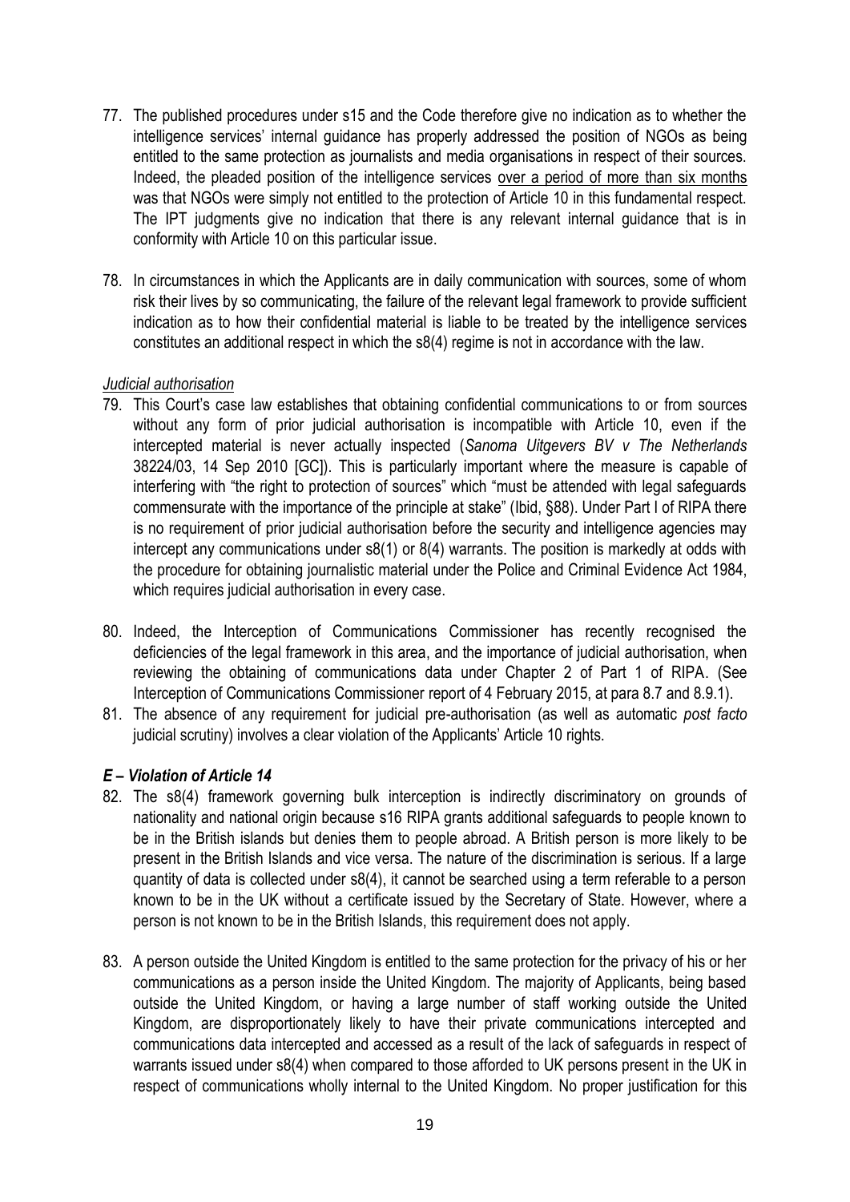77. The published procedures under s15 and the Code therefore give no indication as to whether the intelligence services' internal guidance has properly addressed the position of NGOs as being entitled to the same protection as journalists and media organisations in respect of their sources. Indeed, the pleaded position of the intelligence services over a period of more than six months was that NGOs were simply not entitled to the protection of Article 10 in this fundamental respect. The IPT judgments give no indication that there is any relevant internal guidance that is in conformity with Article 10 on this particular issue.

78. In circumstances in which the Applicants are in daily communication with sources, some of whom risk their lives by so communicating, the failure of the relevant legal framework to provide sufficient indication as to how their confidential material is liable to be treated by the intelligence services constitutes an additional respect in which the s8(4) regime is not in accordance with the law.

*Judicial authorisation*

79. This Court's case law establishes that obtaining confidential communications to or from sources without any form of prior judicial authorisation is incompatible with Article 10, even if the intercepted material is never actually inspected (*Sanoma Uitgevers BV v The Netherlands* 38224/03, 14 Sep 2010 [GC]). This is particularly important where the measure is capable of interfering with "the right to protection of sources" which "must be attended with legal safeguards commensurate with the importance of the principle at stake" (Ibid, §88). Under Part I of RIPA there is no requirement of prior judicial authorisation before the security and intelligence agencies may intercept any communications under s8(1) or 8(4) warrants. The position is markedly at odds with the procedure for obtaining journalistic material under the Police and Criminal Evidence Act 1984, which requires judicial authorisation in every case.

80. Indeed, the Interception of Communications Commissioner has recently recognised the deficiencies of the legal framework in this area, and the importance of judicial authorisation, when reviewing the obtaining of communications data under Chapter 2 of Part 1 of RIPA. (See Interception of Communications Commissioner report of 4 February 2015, at para 8.7 and 8.9.1).

81. The absence of any requirement for judicial pre-authorisation (as well as automatic *post facto* judicial scrutiny) involves a clear violation of the Applicants' Article 10 rights.

### *E – Violation of Article 14*

82. The s8(4) framework governing bulk interception is indirectly discriminatory on grounds of nationality and national origin because s16 RIPA grants additional safeguards to people known to be in the British islands but denies them to people abroad. A British person is more likely to be present in the British Islands and vice versa. The nature of the discrimination is serious. If a large quantity of data is collected under s8(4), it cannot be searched using a term referable to a person known to be in the UK without a certificate issued by the Secretary of State. However, where a person is not known to be in the British Islands, this requirement does not apply.

83. A person outside the United Kingdom is entitled to the same protection for the privacy of his or her communications as a person inside the United Kingdom. The majority of Applicants, being based outside the United Kingdom, or having a large number of staff working outside the United Kingdom, are disproportionately likely to have their private communications intercepted and communications data intercepted and accessed as a result of the lack of safeguards in respect of warrants issued under s8(4) when compared to those afforded to UK persons present in the UK in respect of communications wholly internal to the United Kingdom. No proper justification for this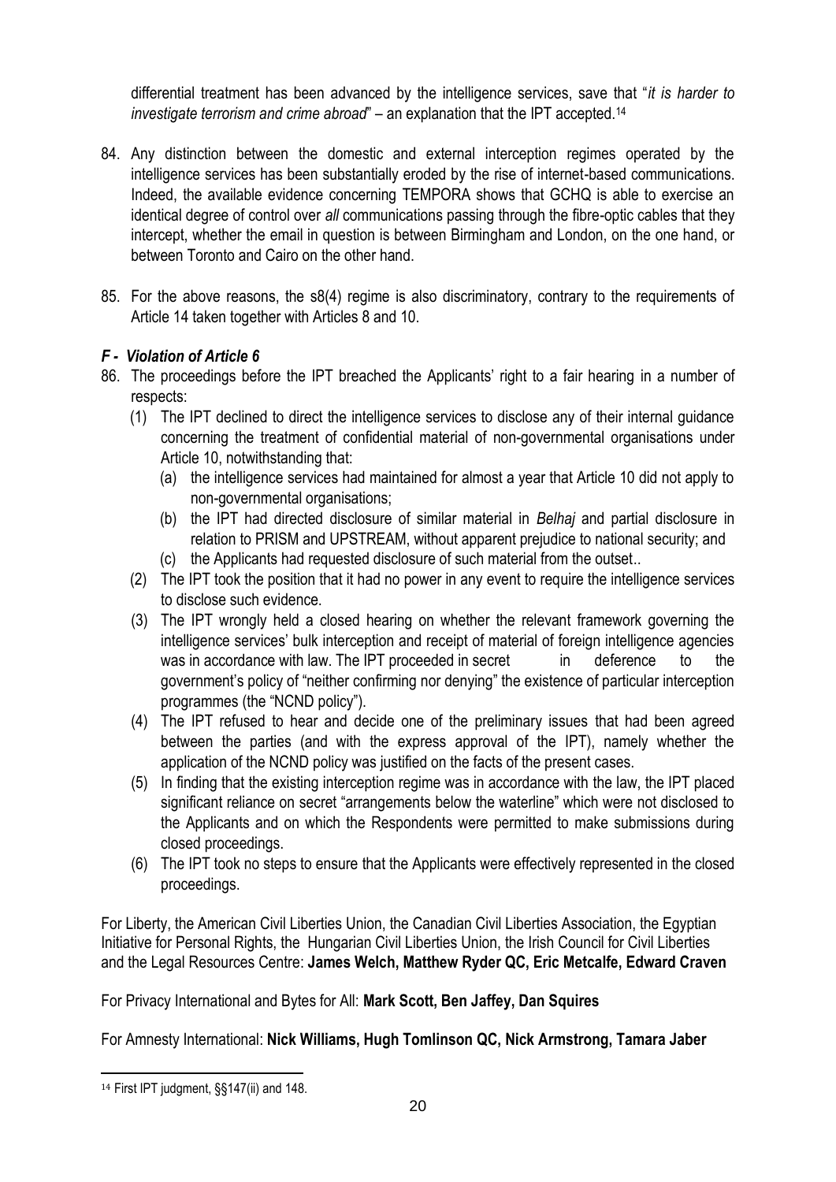differential treatment has been advanced by the intelligence services, save that "*it is harder to investigate terrorism and crime abroad*" – an explanation that the IPT accepted.[14]

84. Any distinction between the domestic and external interception regimes operated by the intelligence services has been substantially eroded by the rise of internet-based communications. Indeed, the available evidence concerning TEMPORA shows that GCHQ is able to exercise an identical degree of control over *all* communications passing through the fibre-optic cables that they intercept, whether the email in question is between Birmingham and London, on the one hand, or between Toronto and Cairo on the other hand.

85. For the above reasons, the s8(4) regime is also discriminatory, contrary to the requirements of Article 14 taken together with Articles 8 and 10.

### *F - Violation of Article 6*

86. The proceedings before the IPT breached the Applicants' right to a fair hearing in a number of respects:
    (1) The IPT declined to direct the intelligence services to disclose any of their internal guidance concerning the treatment of confidential material of non-governmental organisations under Article 10, notwithstanding that:
        (a) the intelligence services had maintained for almost a year that Article 10 did not apply to non-governmental organisations;
        (b) the IPT had directed disclosure of similar material in *Belhaj* and partial disclosure in relation to PRISM and UPSTREAM, without apparent prejudice to national security; and
        (c) the Applicants had requested disclosure of such material from the outset..
    (2) The IPT took the position that it had no power in any event to require the intelligence services to disclose such evidence.
    (3) The IPT wrongly held a closed hearing on whether the relevant framework governing the intelligence services' bulk interception and receipt of material of foreign intelligence agencies was in accordance with law. The IPT proceeded in secret in deference to the government's policy of "neither confirming nor denying" the existence of particular interception programmes (the "NCND policy").
    (4) The IPT refused to hear and decide one of the preliminary issues that had been agreed between the parties (and with the express approval of the IPT), namely whether the application of the NCND policy was justified on the facts of the present cases.
    (5) In finding that the existing interception regime was in accordance with the law, the IPT placed significant reliance on secret "arrangements below the waterline" which were not disclosed to the Applicants and on which the Respondents were permitted to make submissions during closed proceedings.
    (6) The IPT took no steps to ensure that the Applicants were effectively represented in the closed proceedings.

For Liberty, the American Civil Liberties Union, the Canadian Civil Liberties Association, the Egyptian Initiative for Personal Rights, the Hungarian Civil Liberties Union, the Irish Council for Civil Liberties and the Legal Resources Centre: **James Welch, Matthew Ryder QC, Eric Metcalfe, Edward Craven**

For Privacy International and Bytes for All: **Mark Scott, Ben Jaffey, Dan Squires**

For Amnesty International: **Nick Williams, Hugh Tomlinson QC, Nick Armstrong, Tamara Jaber**

---

[14] First IPT judgment, §§147(ii) and 148.